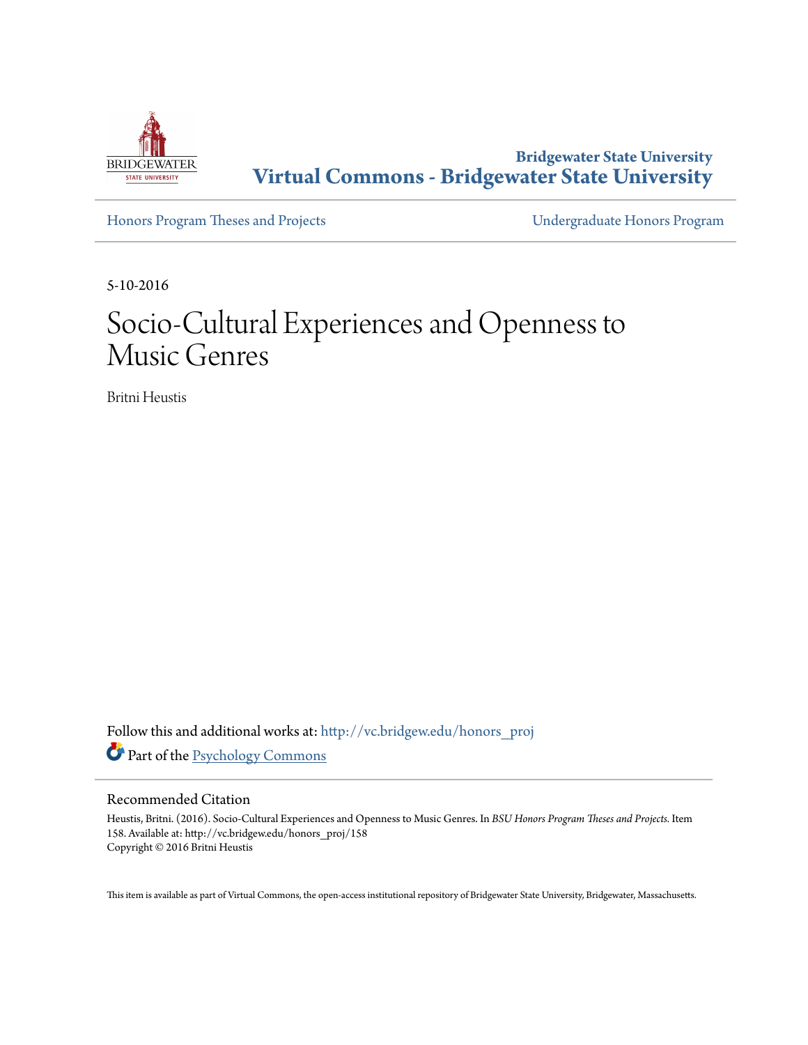**Bridgewater State University**
**Virtual Commons - Bridgewater State University**

Honors Program Theses and Projects | Undergraduate Honors Program

5-10-2016

# Socio-Cultural Experiences and Openness to Music Genres

Britni Heustis

Follow this and additional works at: http://vc.bridgew.edu/honors_proj

Part of the Psychology Commons

## Recommended Citation

Heustis, Britni. (2016). Socio-Cultural Experiences and Openness to Music Genres. In *BSU Honors Program Theses and Projects.* Item 158. Available at: http://vc.bridgew.edu/honors_proj/158
Copyright © 2016 Britni Heustis

This item is available as part of Virtual Commons, the open-access institutional repository of Bridgewater State University, Bridgewater, Massachusetts.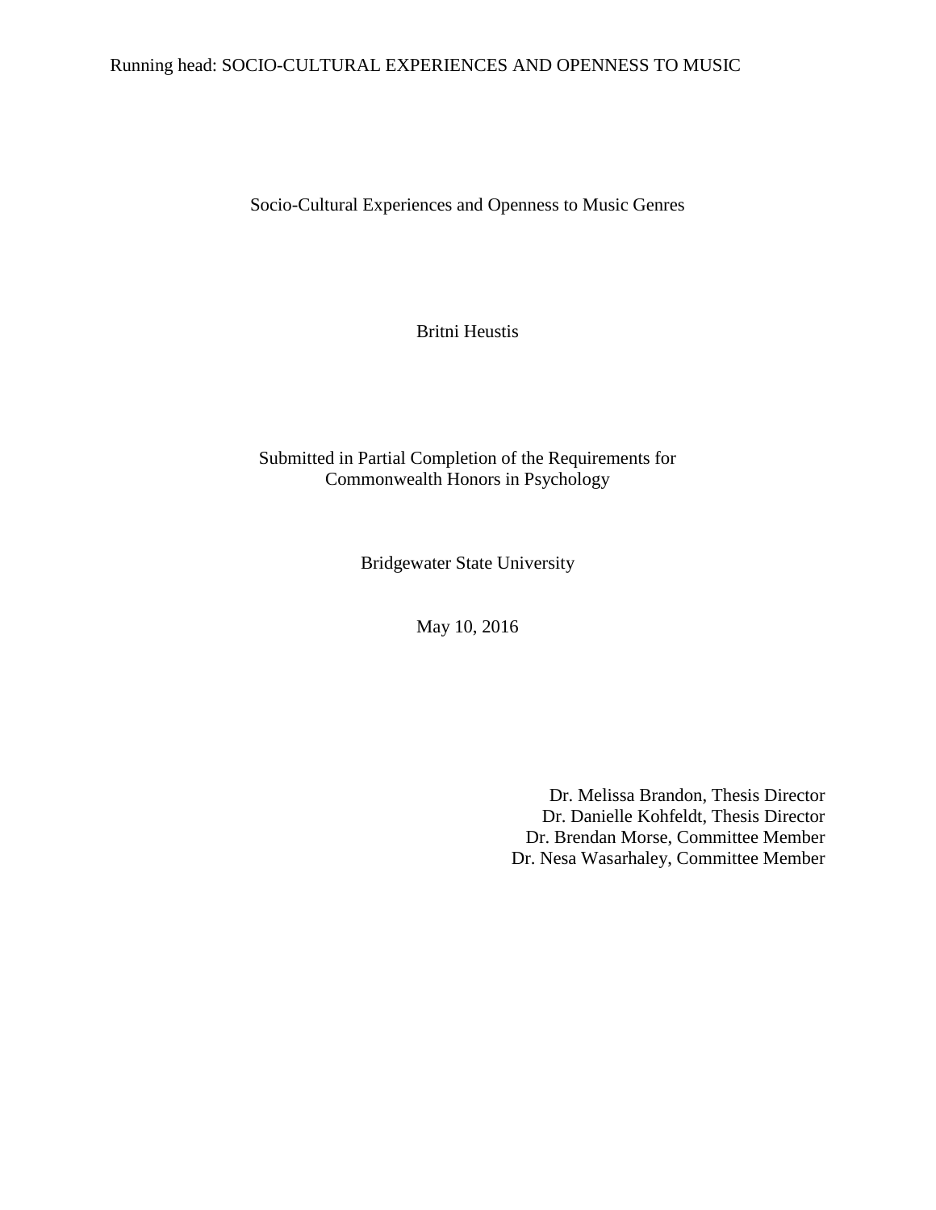Socio-Cultural Experiences and Openness to Music Genres

Britni Heustis

Submitted in Partial Completion of the Requirements for
Commonwealth Honors in Psychology

Bridgewater State University

May 10, 2016

Dr. Melissa Brandon, Thesis Director
Dr. Danielle Kohfeldt, Thesis Director
Dr. Brendan Morse, Committee Member
Dr. Nesa Wasarhaley, Committee Member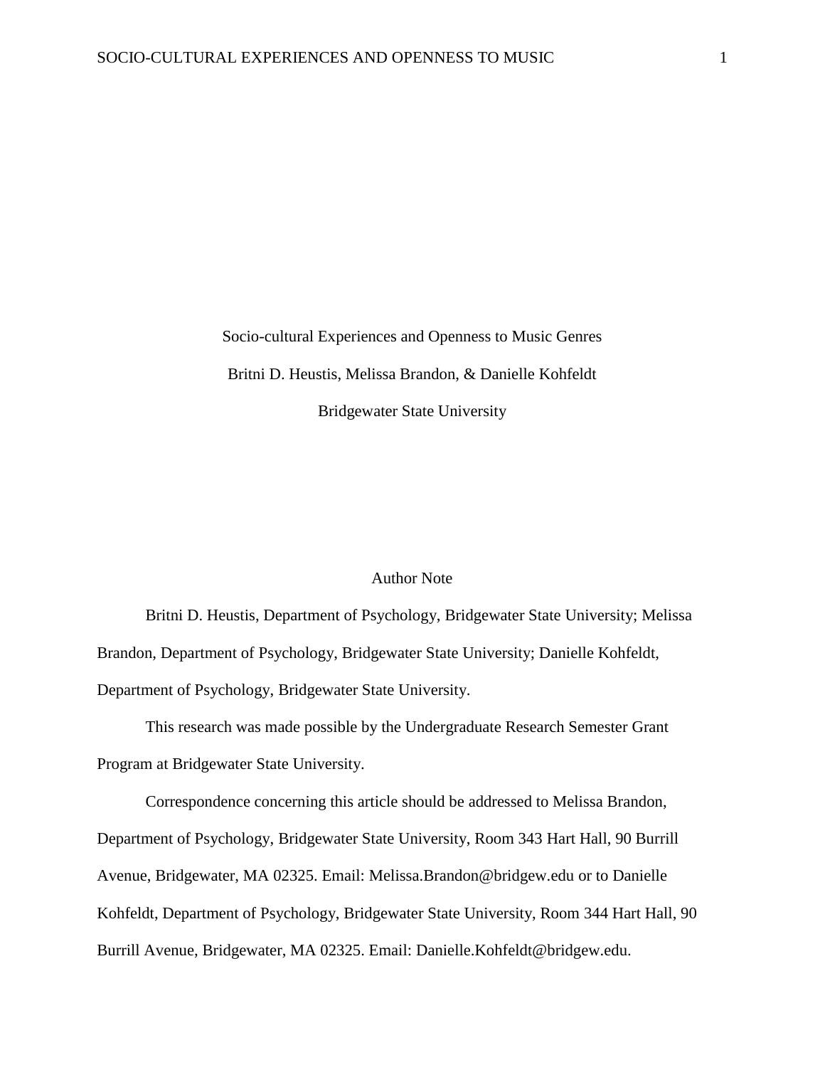Socio-cultural Experiences and Openness to Music Genres

Britni D. Heustis, Melissa Brandon, & Danielle Kohfeldt

Bridgewater State University

Author Note

Britni D. Heustis, Department of Psychology, Bridgewater State University; Melissa Brandon, Department of Psychology, Bridgewater State University; Danielle Kohfeldt, Department of Psychology, Bridgewater State University.

This research was made possible by the Undergraduate Research Semester Grant Program at Bridgewater State University.

Correspondence concerning this article should be addressed to Melissa Brandon, Department of Psychology, Bridgewater State University, Room 343 Hart Hall, 90 Burrill Avenue, Bridgewater, MA 02325. Email: Melissa.Brandon@bridgew.edu or to Danielle Kohfeldt, Department of Psychology, Bridgewater State University, Room 344 Hart Hall, 90 Burrill Avenue, Bridgewater, MA 02325. Email: Danielle.Kohfeldt@bridgew.edu.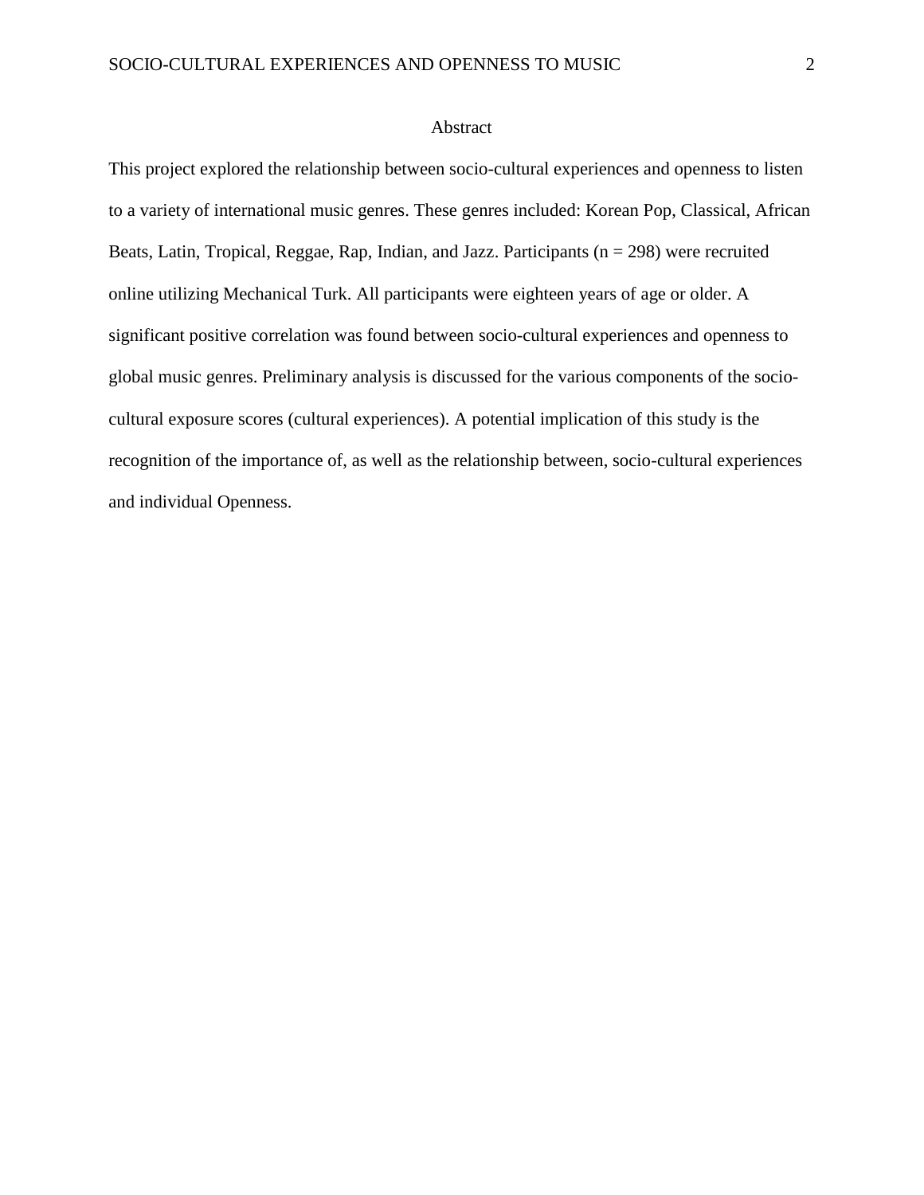# Abstract

This project explored the relationship between socio-cultural experiences and openness to listen to a variety of international music genres. These genres included: Korean Pop, Classical, African Beats, Latin, Tropical, Reggae, Rap, Indian, and Jazz. Participants ($n = 298$) were recruited online utilizing Mechanical Turk. All participants were eighteen years of age or older. A significant positive correlation was found between socio-cultural experiences and openness to global music genres. Preliminary analysis is discussed for the various components of the socio-cultural exposure scores (cultural experiences). A potential implication of this study is the recognition of the importance of, as well as the relationship between, socio-cultural experiences and individual Openness.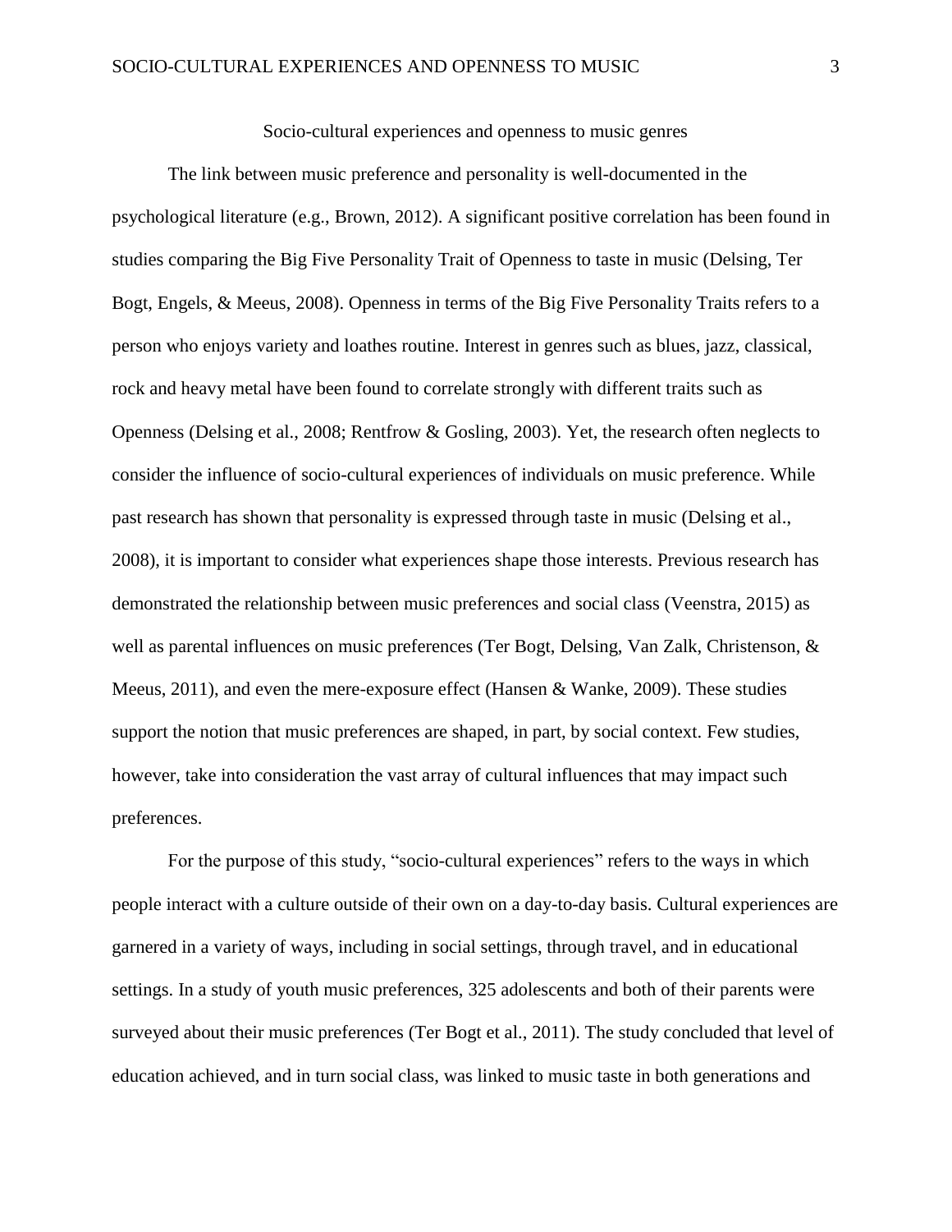# Socio-cultural experiences and openness to music genres

The link between music preference and personality is well-documented in the psychological literature (e.g., Brown, 2012). A significant positive correlation has been found in studies comparing the Big Five Personality Trait of Openness to taste in music (Delsing, Ter Bogt, Engels, & Meeus, 2008). Openness in terms of the Big Five Personality Traits refers to a person who enjoys variety and loathes routine. Interest in genres such as blues, jazz, classical, rock and heavy metal have been found to correlate strongly with different traits such as Openness (Delsing et al., 2008; Rentfrow & Gosling, 2003). Yet, the research often neglects to consider the influence of socio-cultural experiences of individuals on music preference. While past research has shown that personality is expressed through taste in music (Delsing et al., 2008), it is important to consider what experiences shape those interests. Previous research has demonstrated the relationship between music preferences and social class (Veenstra, 2015) as well as parental influences on music preferences (Ter Bogt, Delsing, Van Zalk, Christenson, & Meeus, 2011), and even the mere-exposure effect (Hansen & Wanke, 2009). These studies support the notion that music preferences are shaped, in part, by social context. Few studies, however, take into consideration the vast array of cultural influences that may impact such preferences.

For the purpose of this study, "socio-cultural experiences" refers to the ways in which people interact with a culture outside of their own on a day-to-day basis. Cultural experiences are garnered in a variety of ways, including in social settings, through travel, and in educational settings. In a study of youth music preferences, 325 adolescents and both of their parents were surveyed about their music preferences (Ter Bogt et al., 2011). The study concluded that level of education achieved, and in turn social class, was linked to music taste in both generations and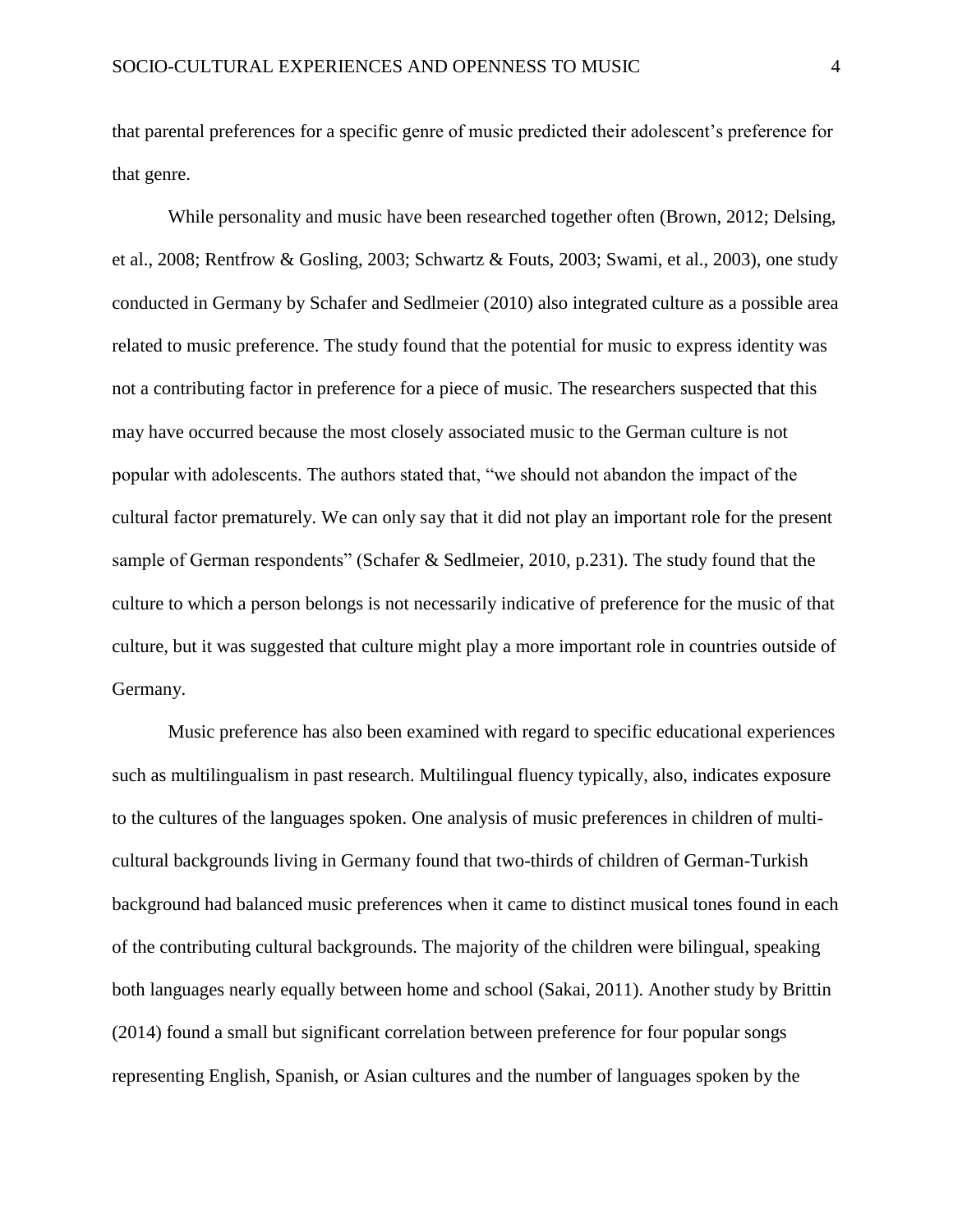that parental preferences for a specific genre of music predicted their adolescent's preference for that genre.

While personality and music have been researched together often (Brown, 2012; Delsing, et al., 2008; Rentfrow & Gosling, 2003; Schwartz & Fouts, 2003; Swami, et al., 2003), one study conducted in Germany by Schafer and Sedlmeier (2010) also integrated culture as a possible area related to music preference. The study found that the potential for music to express identity was not a contributing factor in preference for a piece of music. The researchers suspected that this may have occurred because the most closely associated music to the German culture is not popular with adolescents. The authors stated that, "we should not abandon the impact of the cultural factor prematurely. We can only say that it did not play an important role for the present sample of German respondents" (Schafer & Sedlmeier, 2010, p.231). The study found that the culture to which a person belongs is not necessarily indicative of preference for the music of that culture, but it was suggested that culture might play a more important role in countries outside of Germany.

Music preference has also been examined with regard to specific educational experiences such as multilingualism in past research. Multilingual fluency typically, also, indicates exposure to the cultures of the languages spoken. One analysis of music preferences in children of multi-cultural backgrounds living in Germany found that two-thirds of children of German-Turkish background had balanced music preferences when it came to distinct musical tones found in each of the contributing cultural backgrounds. The majority of the children were bilingual, speaking both languages nearly equally between home and school (Sakai, 2011). Another study by Brittin (2014) found a small but significant correlation between preference for four popular songs representing English, Spanish, or Asian cultures and the number of languages spoken by the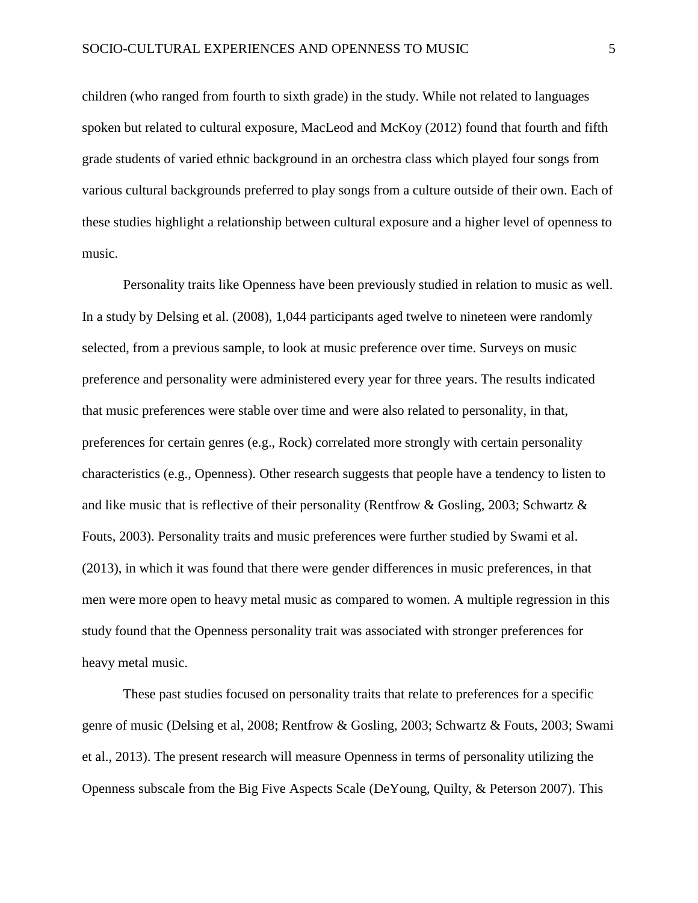children (who ranged from fourth to sixth grade) in the study. While not related to languages spoken but related to cultural exposure, MacLeod and McKoy (2012) found that fourth and fifth grade students of varied ethnic background in an orchestra class which played four songs from various cultural backgrounds preferred to play songs from a culture outside of their own. Each of these studies highlight a relationship between cultural exposure and a higher level of openness to music.

Personality traits like Openness have been previously studied in relation to music as well. In a study by Delsing et al. (2008), 1,044 participants aged twelve to nineteen were randomly selected, from a previous sample, to look at music preference over time. Surveys on music preference and personality were administered every year for three years. The results indicated that music preferences were stable over time and were also related to personality, in that, preferences for certain genres (e.g., Rock) correlated more strongly with certain personality characteristics (e.g., Openness). Other research suggests that people have a tendency to listen to and like music that is reflective of their personality (Rentfrow & Gosling, 2003; Schwartz & Fouts, 2003). Personality traits and music preferences were further studied by Swami et al. (2013), in which it was found that there were gender differences in music preferences, in that men were more open to heavy metal music as compared to women. A multiple regression in this study found that the Openness personality trait was associated with stronger preferences for heavy metal music.

These past studies focused on personality traits that relate to preferences for a specific genre of music (Delsing et al, 2008; Rentfrow & Gosling, 2003; Schwartz & Fouts, 2003; Swami et al., 2013). The present research will measure Openness in terms of personality utilizing the Openness subscale from the Big Five Aspects Scale (DeYoung, Quilty, & Peterson 2007). This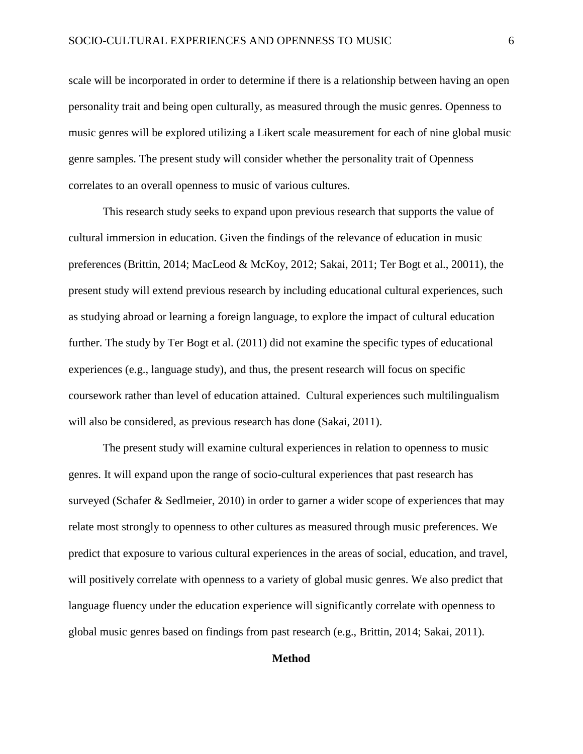scale will be incorporated in order to determine if there is a relationship between having an open personality trait and being open culturally, as measured through the music genres. Openness to music genres will be explored utilizing a Likert scale measurement for each of nine global music genre samples. The present study will consider whether the personality trait of Openness correlates to an overall openness to music of various cultures.

This research study seeks to expand upon previous research that supports the value of cultural immersion in education. Given the findings of the relevance of education in music preferences (Brittin, 2014; MacLeod & McKoy, 2012; Sakai, 2011; Ter Bogt et al., 20011), the present study will extend previous research by including educational cultural experiences, such as studying abroad or learning a foreign language, to explore the impact of cultural education further. The study by Ter Bogt et al. (2011) did not examine the specific types of educational experiences (e.g., language study), and thus, the present research will focus on specific coursework rather than level of education attained. Cultural experiences such multilingualism will also be considered, as previous research has done (Sakai, 2011).

The present study will examine cultural experiences in relation to openness to music genres. It will expand upon the range of socio-cultural experiences that past research has surveyed (Schafer & Sedlmeier, 2010) in order to garner a wider scope of experiences that may relate most strongly to openness to other cultures as measured through music preferences. We predict that exposure to various cultural experiences in the areas of social, education, and travel, will positively correlate with openness to a variety of global music genres. We also predict that language fluency under the education experience will significantly correlate with openness to global music genres based on findings from past research (e.g., Brittin, 2014; Sakai, 2011).

## Method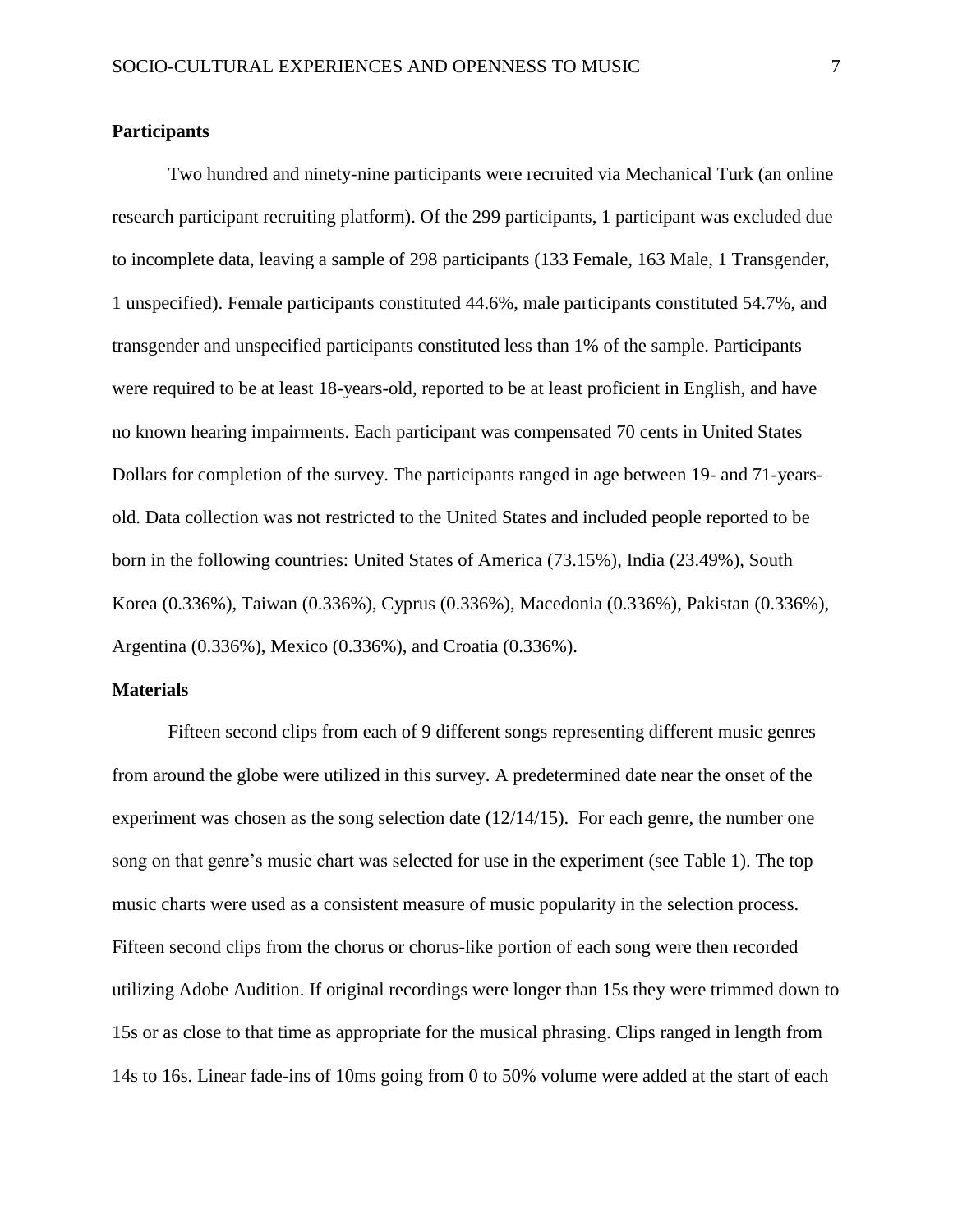## Participants

Two hundred and ninety-nine participants were recruited via Mechanical Turk (an online research participant recruiting platform). Of the 299 participants, 1 participant was excluded due to incomplete data, leaving a sample of 298 participants (133 Female, 163 Male, 1 Transgender, 1 unspecified). Female participants constituted 44.6%, male participants constituted 54.7%, and transgender and unspecified participants constituted less than 1% of the sample. Participants were required to be at least 18-years-old, reported to be at least proficient in English, and have no known hearing impairments. Each participant was compensated 70 cents in United States Dollars for completion of the survey. The participants ranged in age between 19- and 71-years-old. Data collection was not restricted to the United States and included people reported to be born in the following countries: United States of America (73.15%), India (23.49%), South Korea (0.336%), Taiwan (0.336%), Cyprus (0.336%), Macedonia (0.336%), Pakistan (0.336%), Argentina (0.336%), Mexico (0.336%), and Croatia (0.336%).

## Materials

Fifteen second clips from each of 9 different songs representing different music genres from around the globe were utilized in this survey. A predetermined date near the onset of the experiment was chosen as the song selection date (12/14/15). For each genre, the number one song on that genre's music chart was selected for use in the experiment (see Table 1). The top music charts were used as a consistent measure of music popularity in the selection process. Fifteen second clips from the chorus or chorus-like portion of each song were then recorded utilizing Adobe Audition. If original recordings were longer than 15s they were trimmed down to 15s or as close to that time as appropriate for the musical phrasing. Clips ranged in length from 14s to 16s. Linear fade-ins of 10ms going from 0 to 50% volume were added at the start of each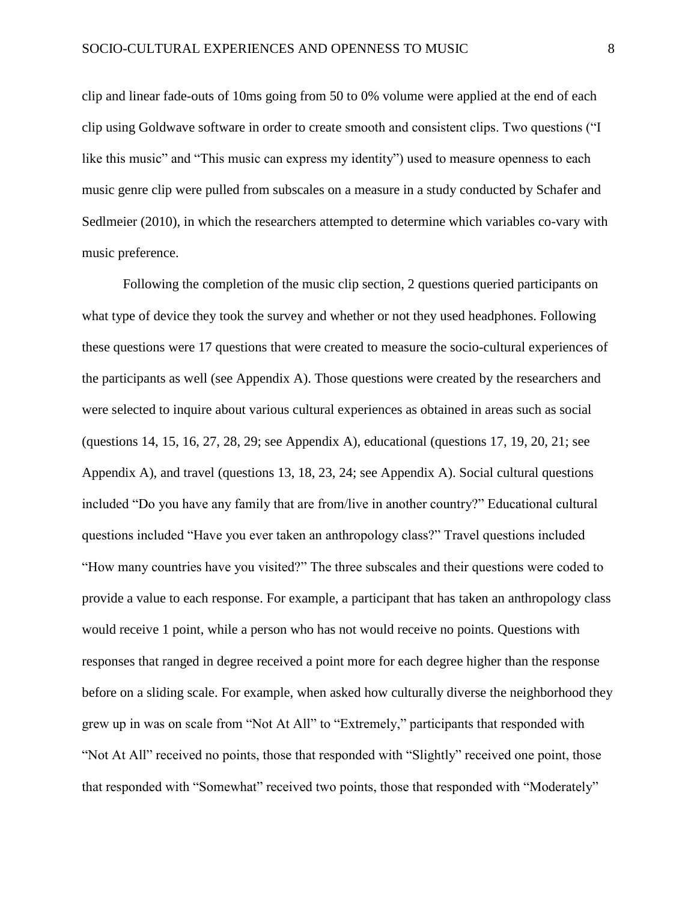clip and linear fade-outs of 10ms going from 50 to 0% volume were applied at the end of each clip using Goldwave software in order to create smooth and consistent clips. Two questions ("I like this music" and "This music can express my identity") used to measure openness to each music genre clip were pulled from subscales on a measure in a study conducted by Schafer and Sedlmeier (2010), in which the researchers attempted to determine which variables co-vary with music preference.

Following the completion of the music clip section, 2 questions queried participants on what type of device they took the survey and whether or not they used headphones. Following these questions were 17 questions that were created to measure the socio-cultural experiences of the participants as well (see Appendix A). Those questions were created by the researchers and were selected to inquire about various cultural experiences as obtained in areas such as social (questions 14, 15, 16, 27, 28, 29; see Appendix A), educational (questions 17, 19, 20, 21; see Appendix A), and travel (questions 13, 18, 23, 24; see Appendix A). Social cultural questions included "Do you have any family that are from/live in another country?" Educational cultural questions included "Have you ever taken an anthropology class?" Travel questions included "How many countries have you visited?" The three subscales and their questions were coded to provide a value to each response. For example, a participant that has taken an anthropology class would receive 1 point, while a person who has not would receive no points. Questions with responses that ranged in degree received a point more for each degree higher than the response before on a sliding scale. For example, when asked how culturally diverse the neighborhood they grew up in was on scale from "Not At All" to "Extremely," participants that responded with "Not At All" received no points, those that responded with "Slightly" received one point, those that responded with "Somewhat" received two points, those that responded with "Moderately"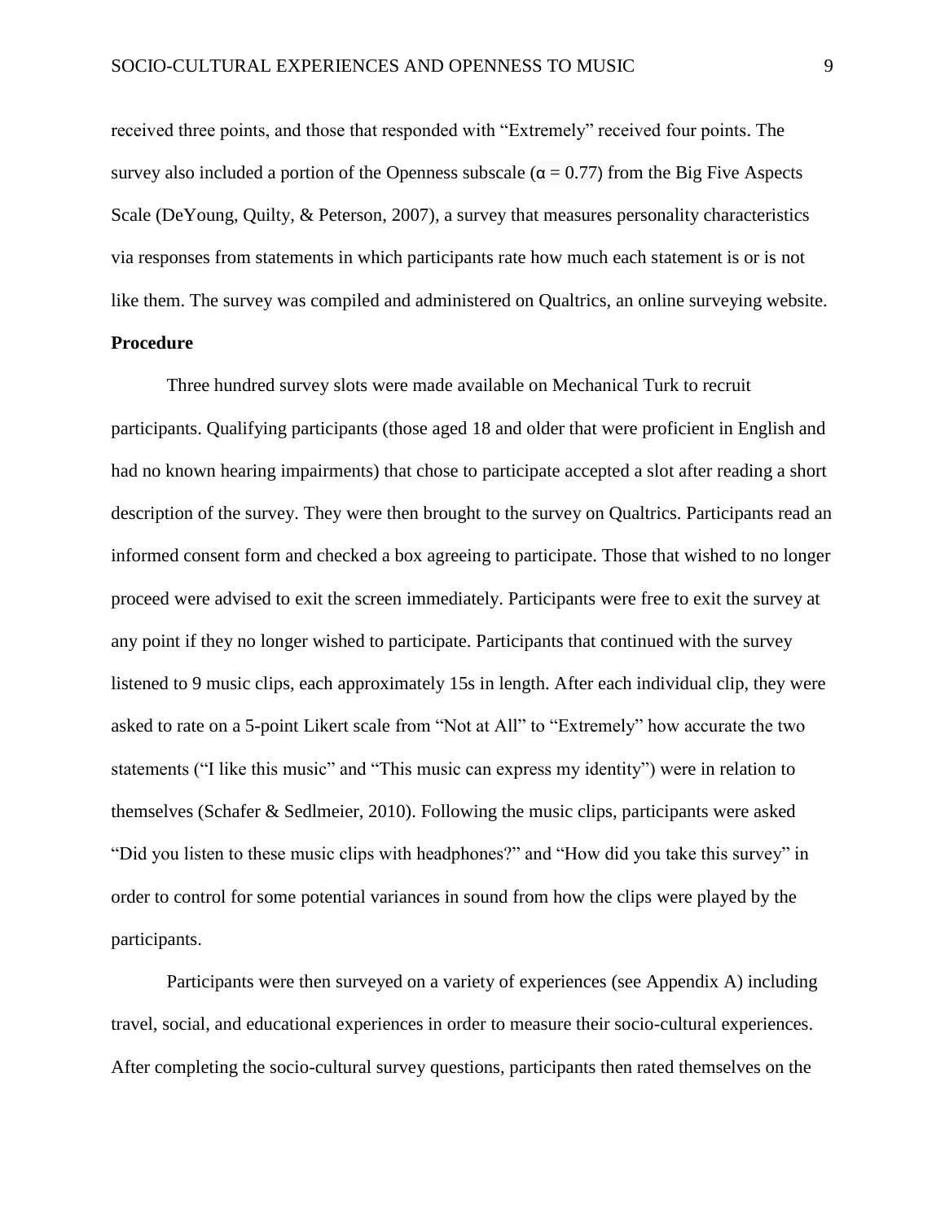received three points, and those that responded with "Extremely" received four points. The survey also included a portion of the Openness subscale ($\alpha = 0.77$) from the Big Five Aspects Scale (DeYoung, Quilty, & Peterson, 2007), a survey that measures personality characteristics via responses from statements in which participants rate how much each statement is or is not like them. The survey was compiled and administered on Qualtrics, an online surveying website.

**Procedure**

Three hundred survey slots were made available on Mechanical Turk to recruit participants. Qualifying participants (those aged 18 and older that were proficient in English and had no known hearing impairments) that chose to participate accepted a slot after reading a short description of the survey. They were then brought to the survey on Qualtrics. Participants read an informed consent form and checked a box agreeing to participate. Those that wished to no longer proceed were advised to exit the screen immediately. Participants were free to exit the survey at any point if they no longer wished to participate. Participants that continued with the survey listened to 9 music clips, each approximately 15s in length. After each individual clip, they were asked to rate on a 5-point Likert scale from "Not at All" to "Extremely" how accurate the two statements ("I like this music" and "This music can express my identity") were in relation to themselves (Schafer & Sedlmeier, 2010). Following the music clips, participants were asked "Did you listen to these music clips with headphones?" and "How did you take this survey" in order to control for some potential variances in sound from how the clips were played by the participants.

Participants were then surveyed on a variety of experiences (see Appendix A) including travel, social, and educational experiences in order to measure their socio-cultural experiences. After completing the socio-cultural survey questions, participants then rated themselves on the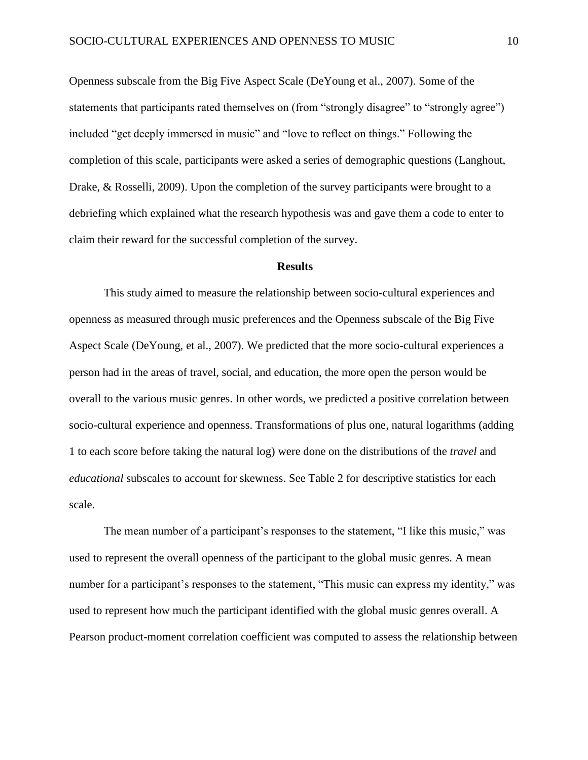Openness subscale from the Big Five Aspect Scale (DeYoung et al., 2007). Some of the statements that participants rated themselves on (from "strongly disagree" to "strongly agree") included "get deeply immersed in music" and "love to reflect on things." Following the completion of this scale, participants were asked a series of demographic questions (Langhout, Drake, & Rosselli, 2009). Upon the completion of the survey participants were brought to a debriefing which explained what the research hypothesis was and gave them a code to enter to claim their reward for the successful completion of the survey.

## Results

This study aimed to measure the relationship between socio-cultural experiences and openness as measured through music preferences and the Openness subscale of the Big Five Aspect Scale (DeYoung, et al., 2007). We predicted that the more socio-cultural experiences a person had in the areas of travel, social, and education, the more open the person would be overall to the various music genres. In other words, we predicted a positive correlation between socio-cultural experience and openness. Transformations of plus one, natural logarithms (adding 1 to each score before taking the natural log) were done on the distributions of the *travel* and *educational* subscales to account for skewness. See Table 2 for descriptive statistics for each scale.

The mean number of a participant's responses to the statement, "I like this music," was used to represent the overall openness of the participant to the global music genres. A mean number for a participant's responses to the statement, "This music can express my identity," was used to represent how much the participant identified with the global music genres overall. A Pearson product-moment correlation coefficient was computed to assess the relationship between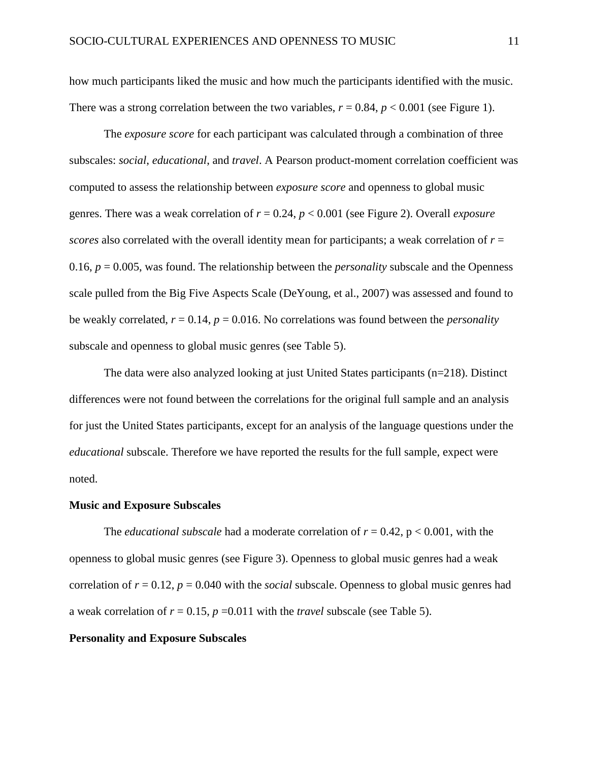how much participants liked the music and how much the participants identified with the music. There was a strong correlation between the two variables, $r = 0.84$, $p < 0.001$ (see Figure 1).

The *exposure score* for each participant was calculated through a combination of three subscales: *social*, *educational*, and *travel*. A Pearson product-moment correlation coefficient was computed to assess the relationship between *exposure score* and openness to global music genres. There was a weak correlation of $r = 0.24$, $p < 0.001$ (see Figure 2). Overall *exposure scores* also correlated with the overall identity mean for participants; a weak correlation of $r = 0.16$, $p = 0.005$, was found. The relationship between the *personality* subscale and the Openness scale pulled from the Big Five Aspects Scale (DeYoung, et al., 2007) was assessed and found to be weakly correlated, $r = 0.14$, $p = 0.016$. No correlations was found between the *personality* subscale and openness to global music genres (see Table 5).

The data were also analyzed looking at just United States participants (n=218). Distinct differences were not found between the correlations for the original full sample and an analysis for just the United States participants, except for an analysis of the language questions under the *educational* subscale. Therefore we have reported the results for the full sample, expect were noted.

## Music and Exposure Subscales

The *educational subscale* had a moderate correlation of $r = 0.42$, $p < 0.001$, with the openness to global music genres (see Figure 3). Openness to global music genres had a weak correlation of $r = 0.12$, $p = 0.040$ with the *social* subscale. Openness to global music genres had a weak correlation of $r = 0.15$, $p = 0.011$ with the *travel* subscale (see Table 5).

## Personality and Exposure Subscales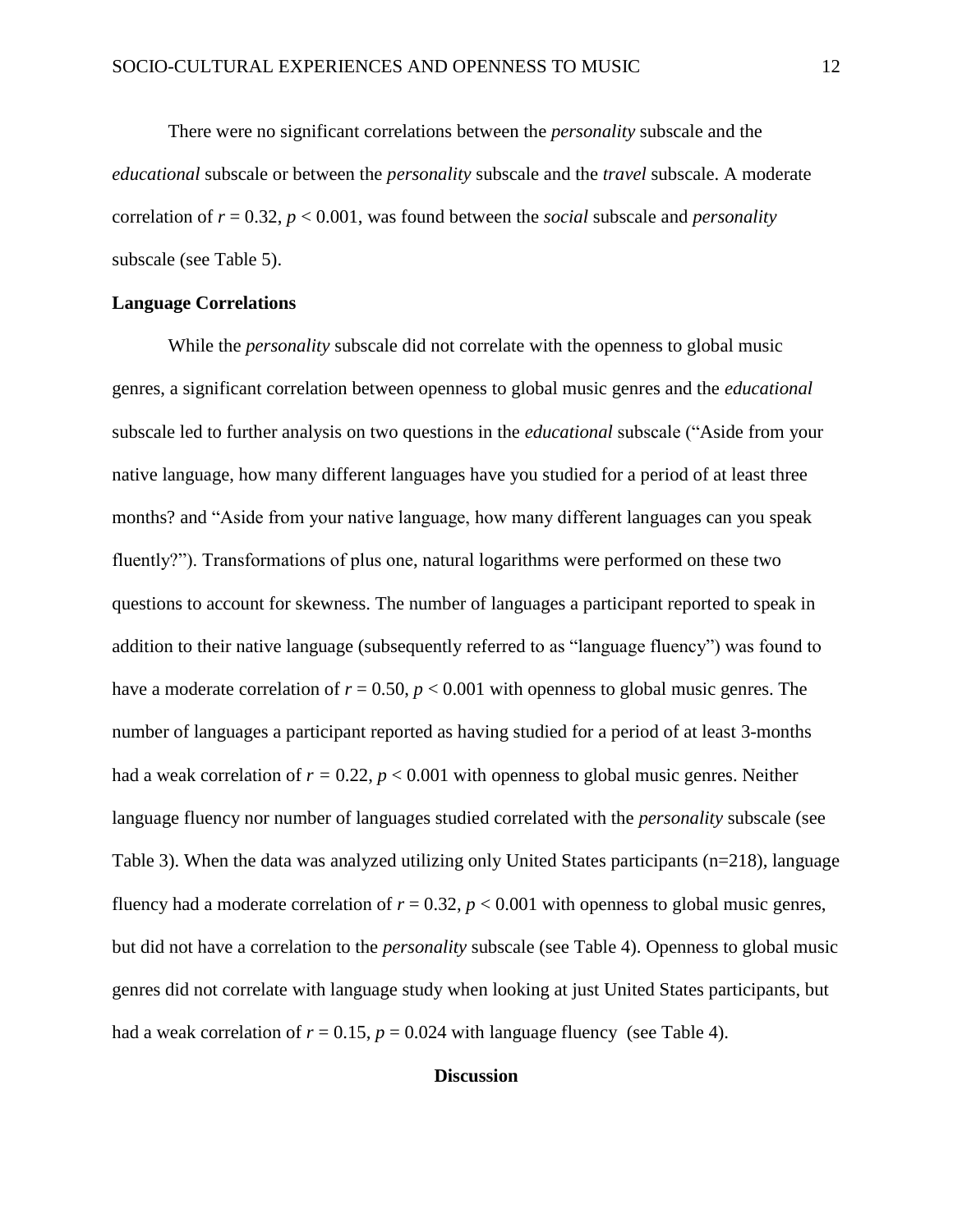There were no significant correlations between the *personality* subscale and the *educational* subscale or between the *personality* subscale and the *travel* subscale. A moderate correlation of $r = 0.32$, $p < 0.001$, was found between the *social* subscale and *personality* subscale (see Table 5).

**Language Correlations**

While the *personality* subscale did not correlate with the openness to global music genres, a significant correlation between openness to global music genres and the *educational* subscale led to further analysis on two questions in the *educational* subscale ("Aside from your native language, how many different languages have you studied for a period of at least three months? and "Aside from your native language, how many different languages can you speak fluently?"). Transformations of plus one, natural logarithms were performed on these two questions to account for skewness. The number of languages a participant reported to speak in addition to their native language (subsequently referred to as "language fluency") was found to have a moderate correlation of $r = 0.50$, $p < 0.001$ with openness to global music genres. The number of languages a participant reported as having studied for a period of at least 3-months had a weak correlation of $r = 0.22$, $p < 0.001$ with openness to global music genres. Neither language fluency nor number of languages studied correlated with the *personality* subscale (see Table 3). When the data was analyzed utilizing only United States participants (n=218), language fluency had a moderate correlation of $r = 0.32$, $p < 0.001$ with openness to global music genres, but did not have a correlation to the *personality* subscale (see Table 4). Openness to global music genres did not correlate with language study when looking at just United States participants, but had a weak correlation of $r = 0.15$, $p = 0.024$ with language fluency (see Table 4).

## Discussion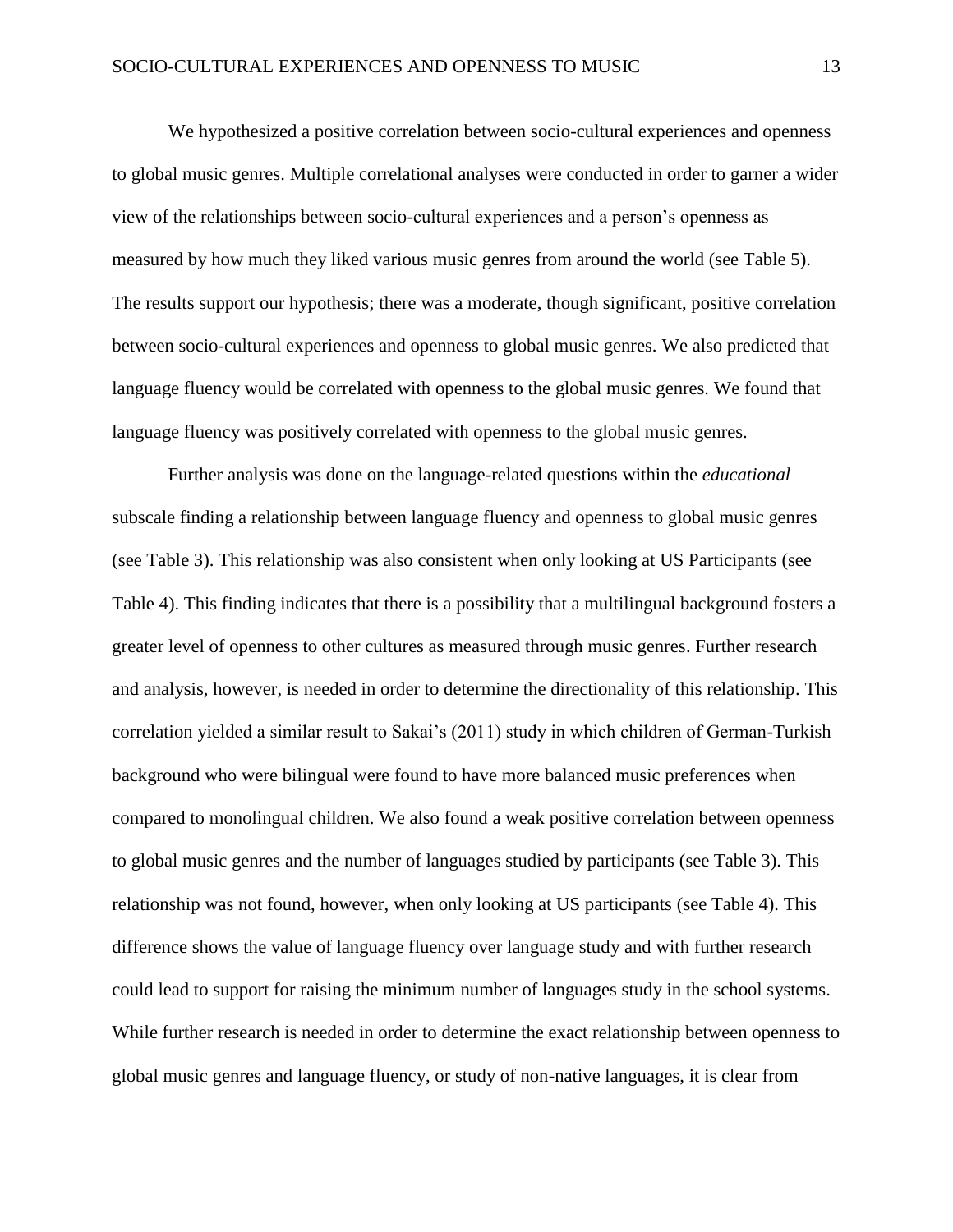We hypothesized a positive correlation between socio-cultural experiences and openness to global music genres. Multiple correlational analyses were conducted in order to garner a wider view of the relationships between socio-cultural experiences and a person's openness as measured by how much they liked various music genres from around the world (see Table 5). The results support our hypothesis; there was a moderate, though significant, positive correlation between socio-cultural experiences and openness to global music genres. We also predicted that language fluency would be correlated with openness to the global music genres. We found that language fluency was positively correlated with openness to the global music genres.

Further analysis was done on the language-related questions within the *educational* subscale finding a relationship between language fluency and openness to global music genres (see Table 3). This relationship was also consistent when only looking at US Participants (see Table 4). This finding indicates that there is a possibility that a multilingual background fosters a greater level of openness to other cultures as measured through music genres. Further research and analysis, however, is needed in order to determine the directionality of this relationship. This correlation yielded a similar result to Sakai's (2011) study in which children of German-Turkish background who were bilingual were found to have more balanced music preferences when compared to monolingual children. We also found a weak positive correlation between openness to global music genres and the number of languages studied by participants (see Table 3). This relationship was not found, however, when only looking at US participants (see Table 4). This difference shows the value of language fluency over language study and with further research could lead to support for raising the minimum number of languages study in the school systems. While further research is needed in order to determine the exact relationship between openness to global music genres and language fluency, or study of non-native languages, it is clear from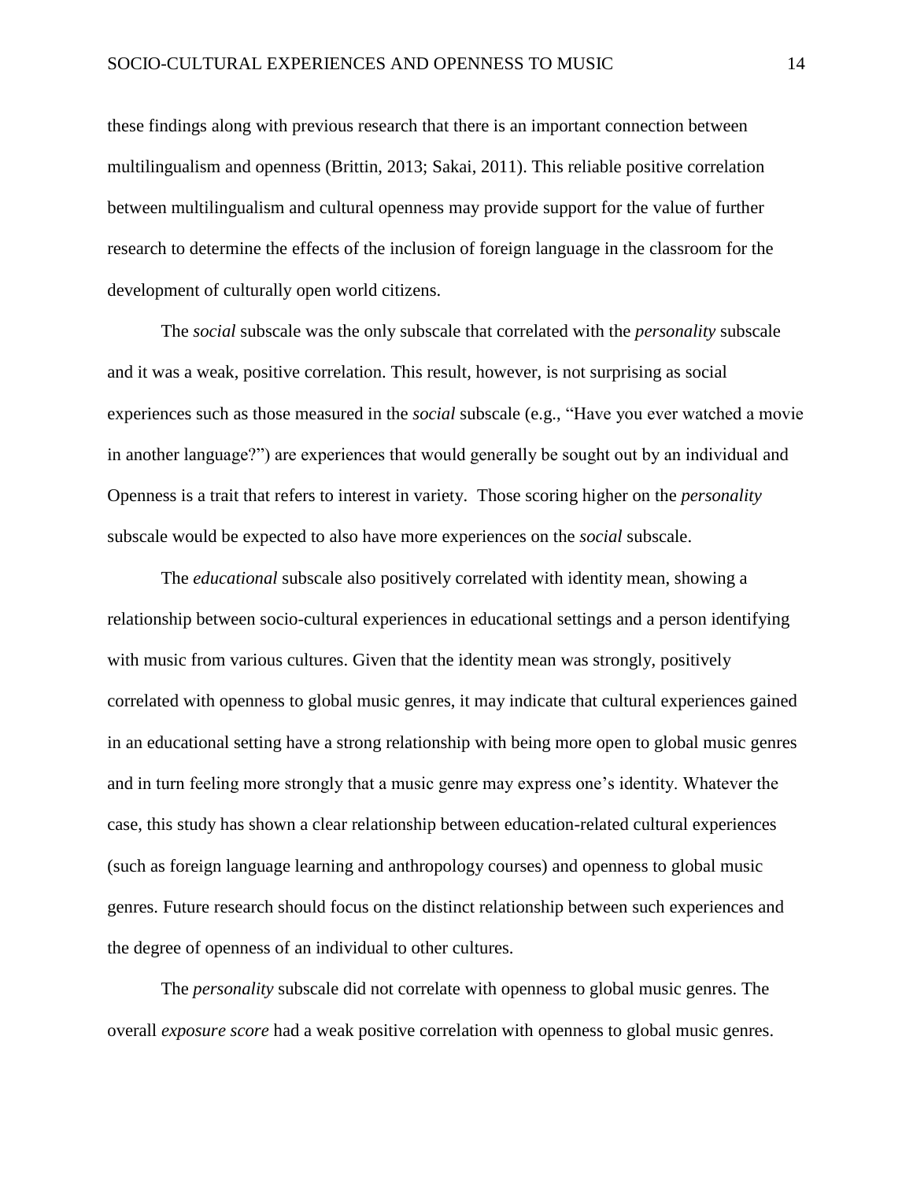these findings along with previous research that there is an important connection between multilingualism and openness (Brittin, 2013; Sakai, 2011). This reliable positive correlation between multilingualism and cultural openness may provide support for the value of further research to determine the effects of the inclusion of foreign language in the classroom for the development of culturally open world citizens.

The *social* subscale was the only subscale that correlated with the *personality* subscale and it was a weak, positive correlation. This result, however, is not surprising as social experiences such as those measured in the *social* subscale (e.g., "Have you ever watched a movie in another language?") are experiences that would generally be sought out by an individual and Openness is a trait that refers to interest in variety.  Those scoring higher on the *personality* subscale would be expected to also have more experiences on the *social* subscale.

The *educational* subscale also positively correlated with identity mean, showing a relationship between socio-cultural experiences in educational settings and a person identifying with music from various cultures. Given that the identity mean was strongly, positively correlated with openness to global music genres, it may indicate that cultural experiences gained in an educational setting have a strong relationship with being more open to global music genres and in turn feeling more strongly that a music genre may express one's identity. Whatever the case, this study has shown a clear relationship between education-related cultural experiences (such as foreign language learning and anthropology courses) and openness to global music genres. Future research should focus on the distinct relationship between such experiences and the degree of openness of an individual to other cultures.

The *personality* subscale did not correlate with openness to global music genres. The overall *exposure score* had a weak positive correlation with openness to global music genres.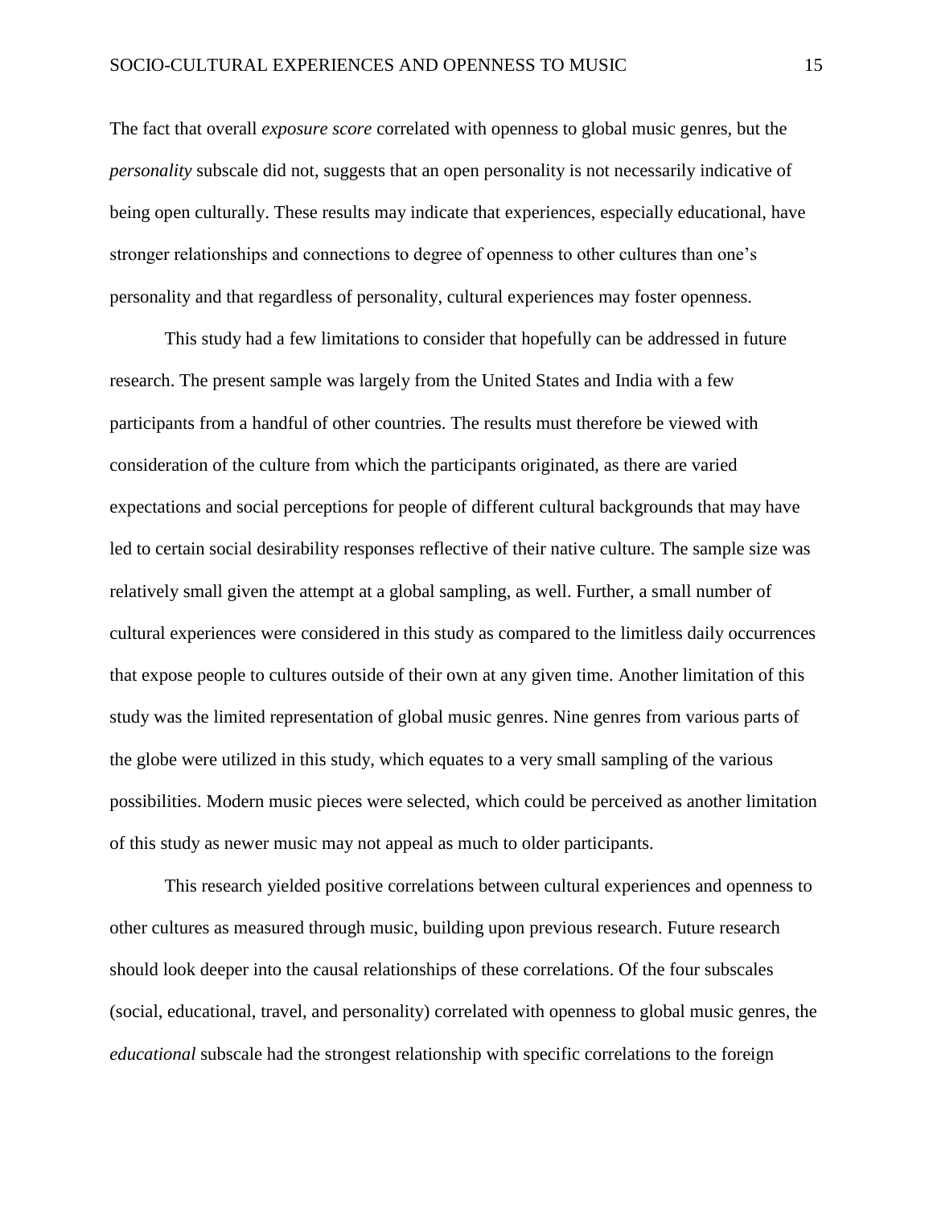The fact that overall *exposure score* correlated with openness to global music genres, but the *personality* subscale did not, suggests that an open personality is not necessarily indicative of being open culturally. These results may indicate that experiences, especially educational, have stronger relationships and connections to degree of openness to other cultures than one's personality and that regardless of personality, cultural experiences may foster openness.

This study had a few limitations to consider that hopefully can be addressed in future research. The present sample was largely from the United States and India with a few participants from a handful of other countries. The results must therefore be viewed with consideration of the culture from which the participants originated, as there are varied expectations and social perceptions for people of different cultural backgrounds that may have led to certain social desirability responses reflective of their native culture. The sample size was relatively small given the attempt at a global sampling, as well. Further, a small number of cultural experiences were considered in this study as compared to the limitless daily occurrences that expose people to cultures outside of their own at any given time. Another limitation of this study was the limited representation of global music genres. Nine genres from various parts of the globe were utilized in this study, which equates to a very small sampling of the various possibilities. Modern music pieces were selected, which could be perceived as another limitation of this study as newer music may not appeal as much to older participants.

This research yielded positive correlations between cultural experiences and openness to other cultures as measured through music, building upon previous research. Future research should look deeper into the causal relationships of these correlations. Of the four subscales (social, educational, travel, and personality) correlated with openness to global music genres, the *educational* subscale had the strongest relationship with specific correlations to the foreign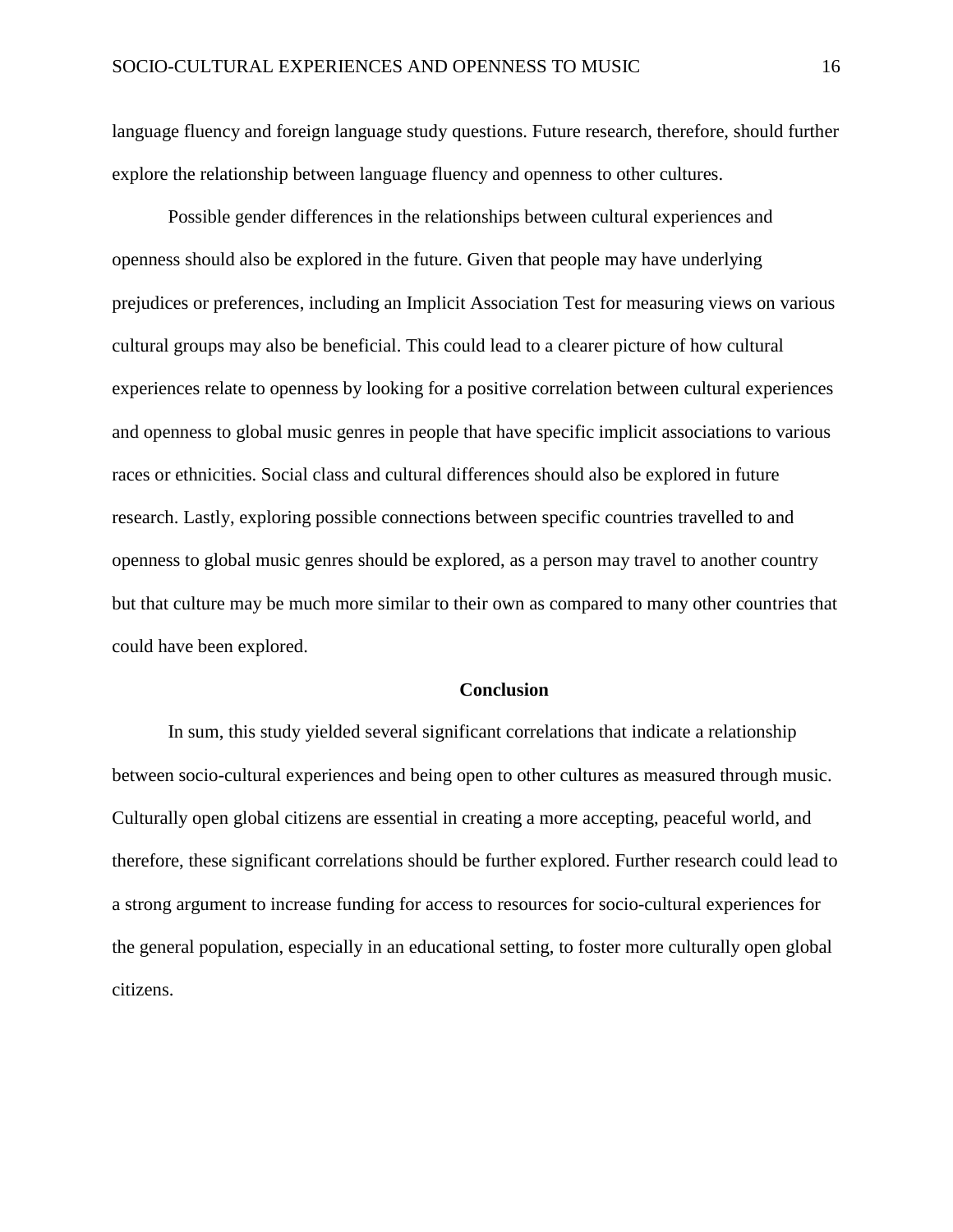language fluency and foreign language study questions. Future research, therefore, should further explore the relationship between language fluency and openness to other cultures.

Possible gender differences in the relationships between cultural experiences and openness should also be explored in the future. Given that people may have underlying prejudices or preferences, including an Implicit Association Test for measuring views on various cultural groups may also be beneficial. This could lead to a clearer picture of how cultural experiences relate to openness by looking for a positive correlation between cultural experiences and openness to global music genres in people that have specific implicit associations to various races or ethnicities. Social class and cultural differences should also be explored in future research. Lastly, exploring possible connections between specific countries travelled to and openness to global music genres should be explored, as a person may travel to another country but that culture may be much more similar to their own as compared to many other countries that could have been explored.

## Conclusion

In sum, this study yielded several significant correlations that indicate a relationship between socio-cultural experiences and being open to other cultures as measured through music. Culturally open global citizens are essential in creating a more accepting, peaceful world, and therefore, these significant correlations should be further explored. Further research could lead to a strong argument to increase funding for access to resources for socio-cultural experiences for the general population, especially in an educational setting, to foster more culturally open global citizens.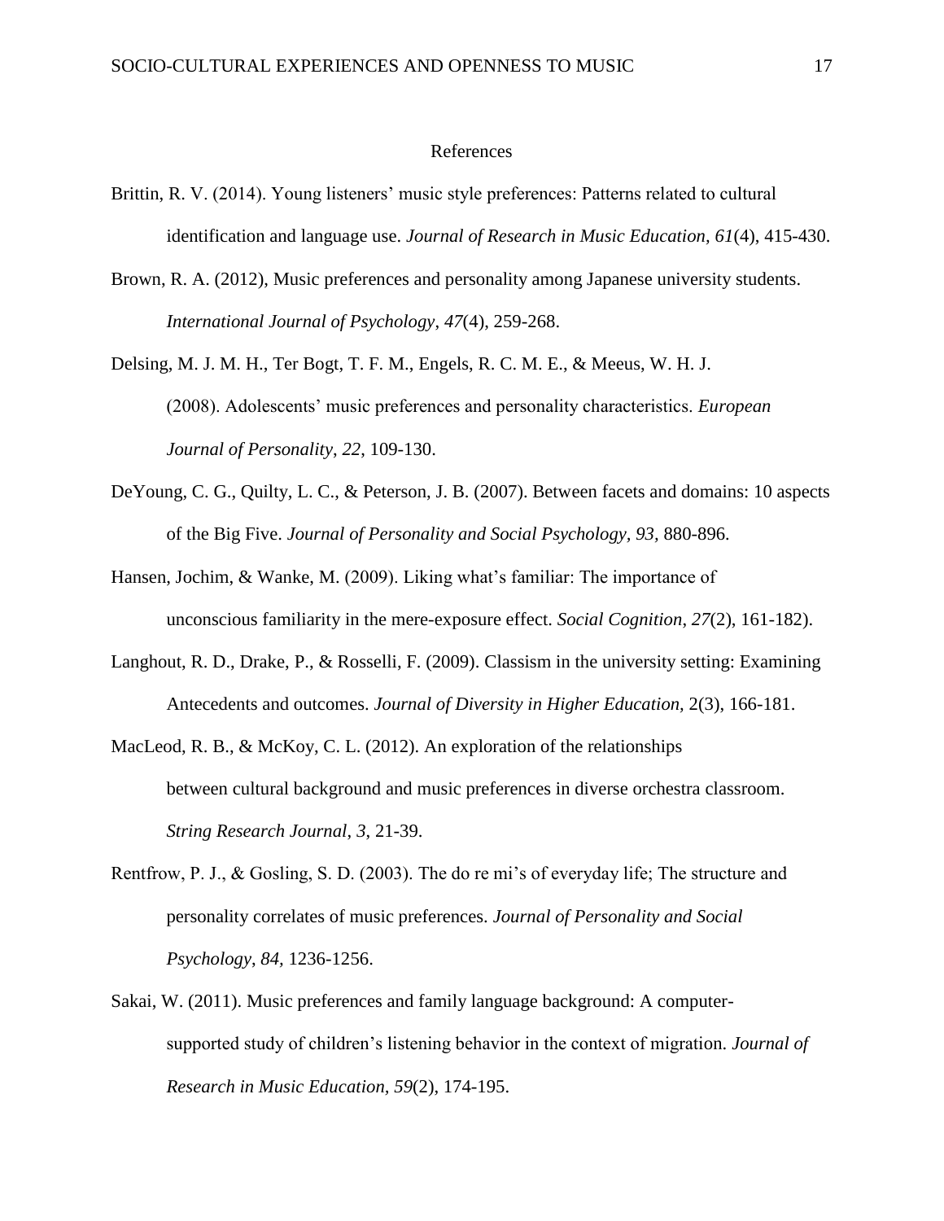# References

Brittin, R. V. (2014). Young listeners' music style preferences: Patterns related to cultural identification and language use. *Journal of Research in Music Education, 61*(4), 415-430.

Brown, R. A. (2012), Music preferences and personality among Japanese university students. *International Journal of Psychology*, *47*(4), 259-268.

Delsing, M. J. M. H., Ter Bogt, T. F. M., Engels, R. C. M. E., & Meeus, W. H. J. (2008). Adolescents' music preferences and personality characteristics. *European Journal of Personality*, *22*, 109-130.

DeYoung, C. G., Quilty, L. C., & Peterson, J. B. (2007). Between facets and domains: 10 aspects of the Big Five. *Journal of Personality and Social Psychology, 93,* 880-896.

Hansen, Jochim, & Wanke, M. (2009). Liking what's familiar: The importance of unconscious familiarity in the mere-exposure effect. *Social Cognition*, *27*(2), 161-182).

Langhout, R. D., Drake, P., & Rosselli, F. (2009). Classism in the university setting: Examining Antecedents and outcomes. *Journal of Diversity in Higher Education,* 2(3), 166-181.

MacLeod, R. B., & McKoy, C. L. (2012). An exploration of the relationships between cultural background and music preferences in diverse orchestra classroom. *String Research Journal*, *3*, 21-39.

Rentfrow, P. J., & Gosling, S. D. (2003). The do re mi's of everyday life; The structure and personality correlates of music preferences. *Journal of Personality and Social Psychology*, *84*, 1236-1256.

Sakai, W. (2011). Music preferences and family language background: A computer-supported study of children's listening behavior in the context of migration. *Journal of Research in Music Education, 59*(2), 174-195.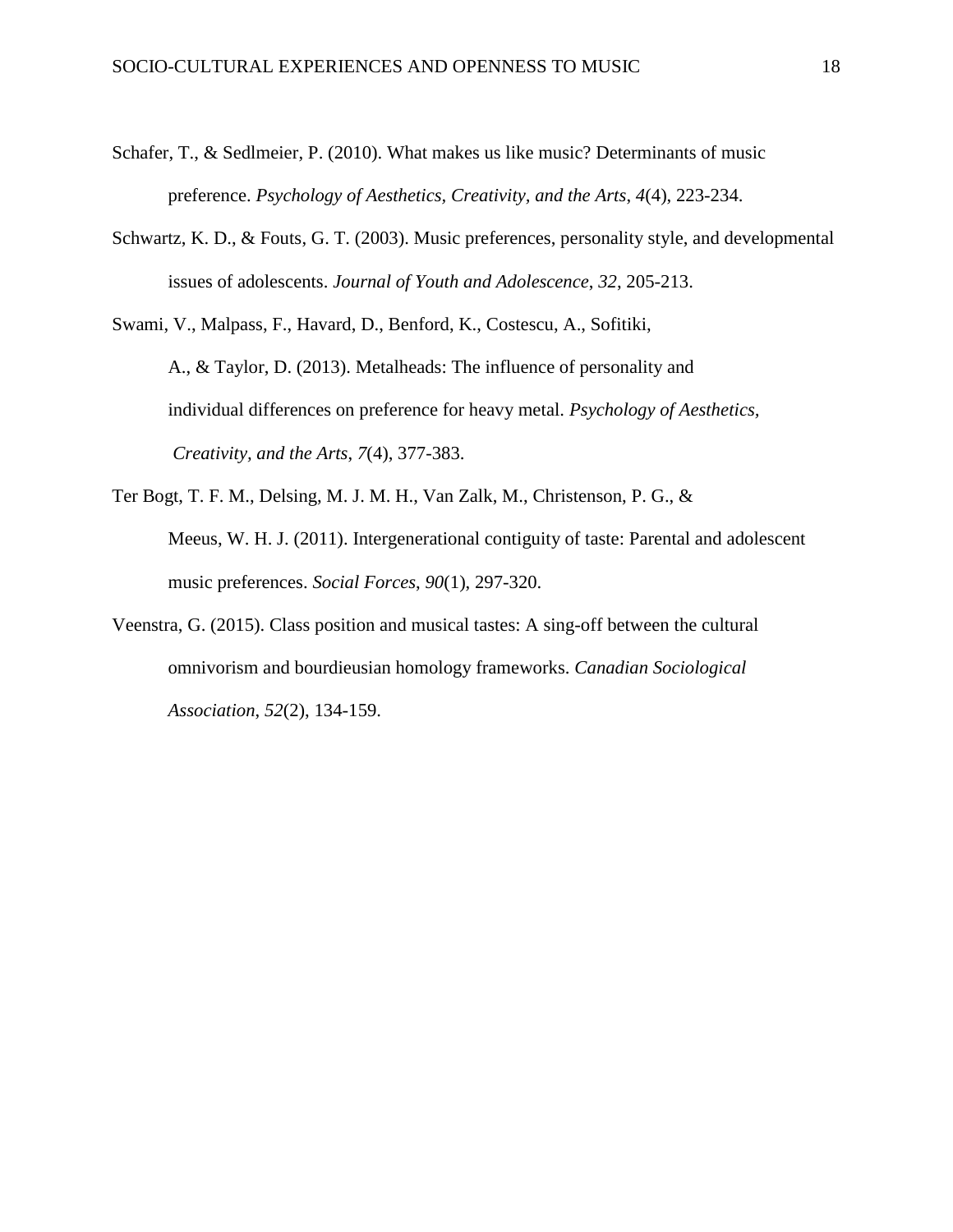Schafer, T., & Sedlmeier, P. (2010). What makes us like music? Determinants of music preference. *Psychology of Aesthetics, Creativity, and the Arts*, *4*(4), 223-234.

Schwartz, K. D., & Fouts, G. T. (2003). Music preferences, personality style, and developmental issues of adolescents. *Journal of Youth and Adolescence*, *32*, 205-213.

Swami, V., Malpass, F., Havard, D., Benford, K., Costescu, A., Sofitiki, A., & Taylor, D. (2013). Metalheads: The influence of personality and individual differences on preference for heavy metal. *Psychology of Aesthetics, Creativity, and the Arts*, *7*(4), 377-383.

Ter Bogt, T. F. M., Delsing, M. J. M. H., Van Zalk, M., Christenson, P. G., & Meeus, W. H. J. (2011). Intergenerational contiguity of taste: Parental and adolescent music preferences. *Social Forces*, *90*(1), 297-320.

Veenstra, G. (2015). Class position and musical tastes: A sing-off between the cultural omnivorism and bourdieusian homology frameworks. *Canadian Sociological Association*, *52*(2), 134-159.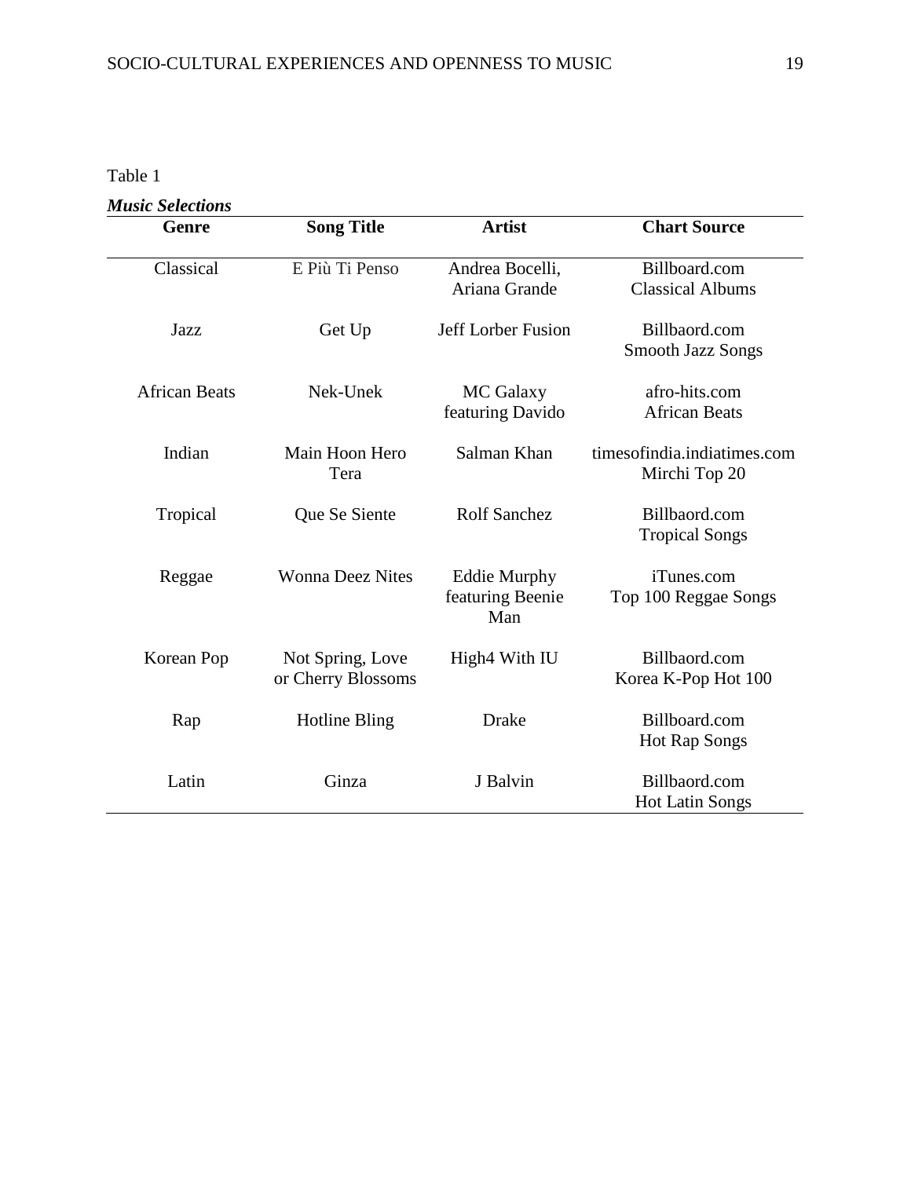Table 1

***Music Selections***

| Genre | Song Title | Artist | Chart Source |
| --- | --- | --- | --- |
| Classical | E Più Ti Penso | Andrea Bocelli, Ariana Grande | Billboard.com Classical Albums |
| Jazz | Get Up | Jeff Lorber Fusion | Billbaord.com Smooth Jazz Songs |
| African Beats | Nek-Unek | MC Galaxy featuring Davido | afro-hits.com African Beats |
| Indian | Main Hoon Hero Tera | Salman Khan | timesofindia.indiatimes.com Mirchi Top 20 |
| Tropical | Que Se Siente | Rolf Sanchez | Billbaord.com Tropical Songs |
| Reggae | Wonna Deez Nites | Eddie Murphy featuring Beenie Man | iTunes.com Top 100 Reggae Songs |
| Korean Pop | Not Spring, Love or Cherry Blossoms | High4 With IU | Billbaord.com Korea K-Pop Hot 100 |
| Rap | Hotline Bling | Drake | Billboard.com Hot Rap Songs |
| Latin | Ginza | J Balvin | Billbaord.com Hot Latin Songs |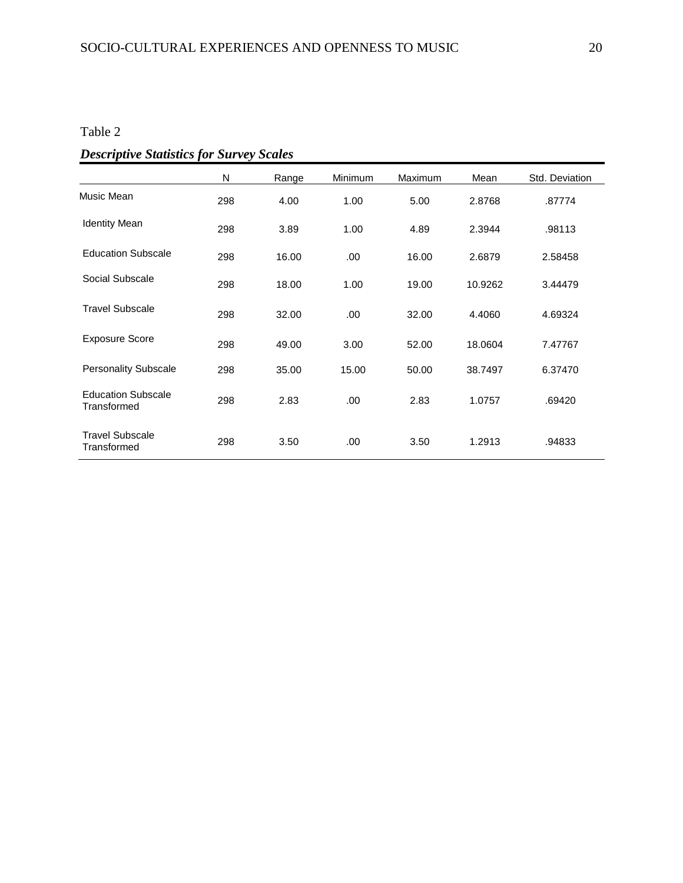Table 2

***Descriptive Statistics for Survey Scales***

| | N | Range | Minimum | Maximum | Mean | Std. Deviation |
|---|---|---|---|---|---|---|
| Music Mean | 298 | 4.00 | 1.00 | 5.00 | 2.8768 | .87774 |
| Identity Mean | 298 | 3.89 | 1.00 | 4.89 | 2.3944 | .98113 |
| Education Subscale | 298 | 16.00 | .00 | 16.00 | 2.6879 | 2.58458 |
| Social Subscale | 298 | 18.00 | 1.00 | 19.00 | 10.9262 | 3.44479 |
| Travel Subscale | 298 | 32.00 | .00 | 32.00 | 4.4060 | 4.69324 |
| Exposure Score | 298 | 49.00 | 3.00 | 52.00 | 18.0604 | 7.47767 |
| Personality Subscale | 298 | 35.00 | 15.00 | 50.00 | 38.7497 | 6.37470 |
| Education Subscale Transformed | 298 | 2.83 | .00 | 2.83 | 1.0757 | .69420 |
| Travel Subscale Transformed | 298 | 3.50 | .00 | 3.50 | 1.2913 | .94833 |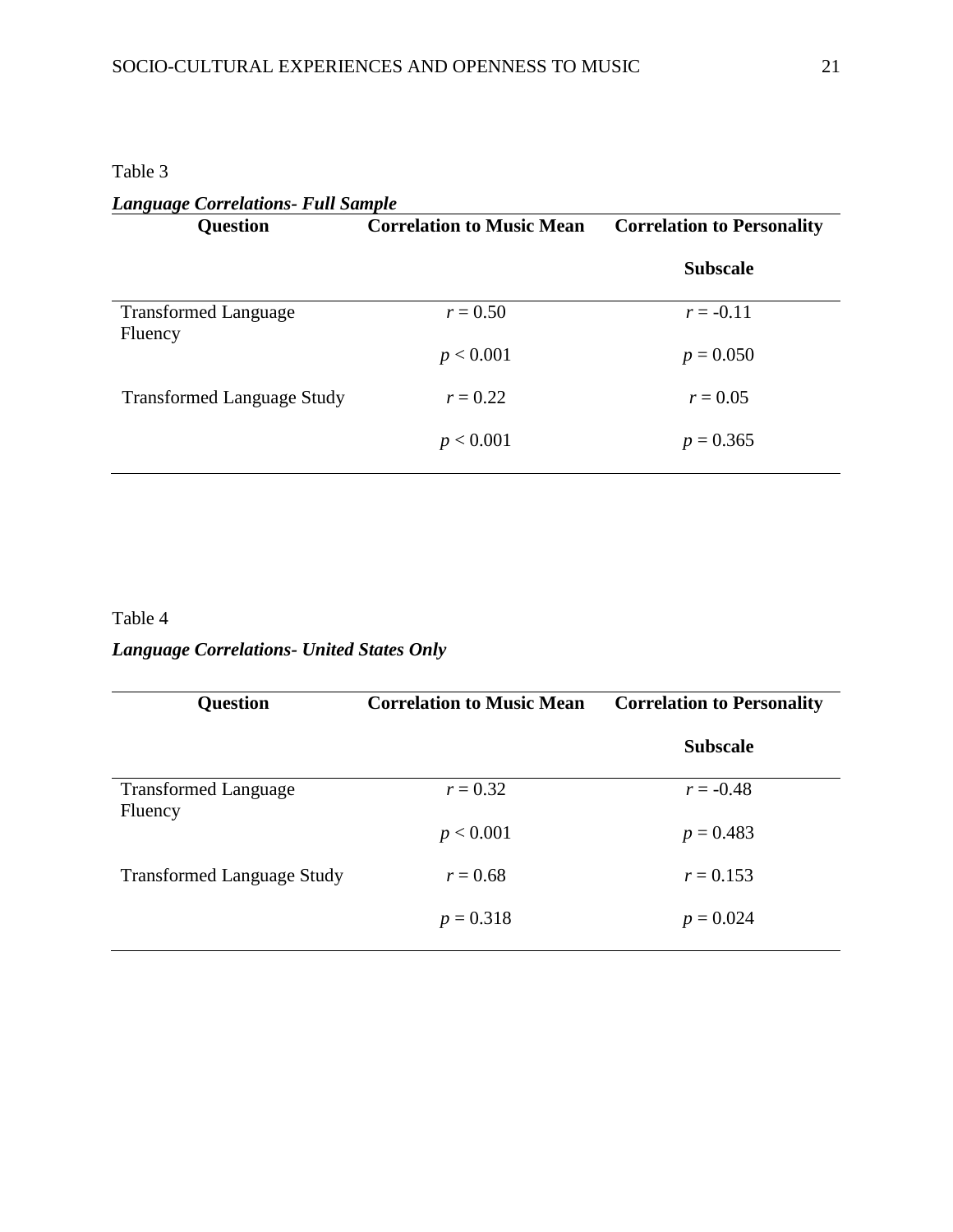Table 3

***Language Correlations- Full Sample***

| Question | Correlation to Music Mean | Correlation to Personality Subscale |
|---|---|---|
| Transformed Language Fluency | $r = 0.50$ | $r = -0.11$ |
| | $p < 0.001$ | $p = 0.050$ |
| Transformed Language Study | $r = 0.22$ | $r = 0.05$ |
| | $p < 0.001$ | $p = 0.365$ |

Table 4

***Language Correlations- United States Only***

| Question | Correlation to Music Mean | Correlation to Personality Subscale |
|---|---|---|
| Transformed Language Fluency | $r = 0.32$ | $r = -0.48$ |
| | $p < 0.001$ | $p = 0.483$ |
| Transformed Language Study | $r = 0.68$ | $r = 0.153$ |
| | $p = 0.318$ | $p = 0.024$ |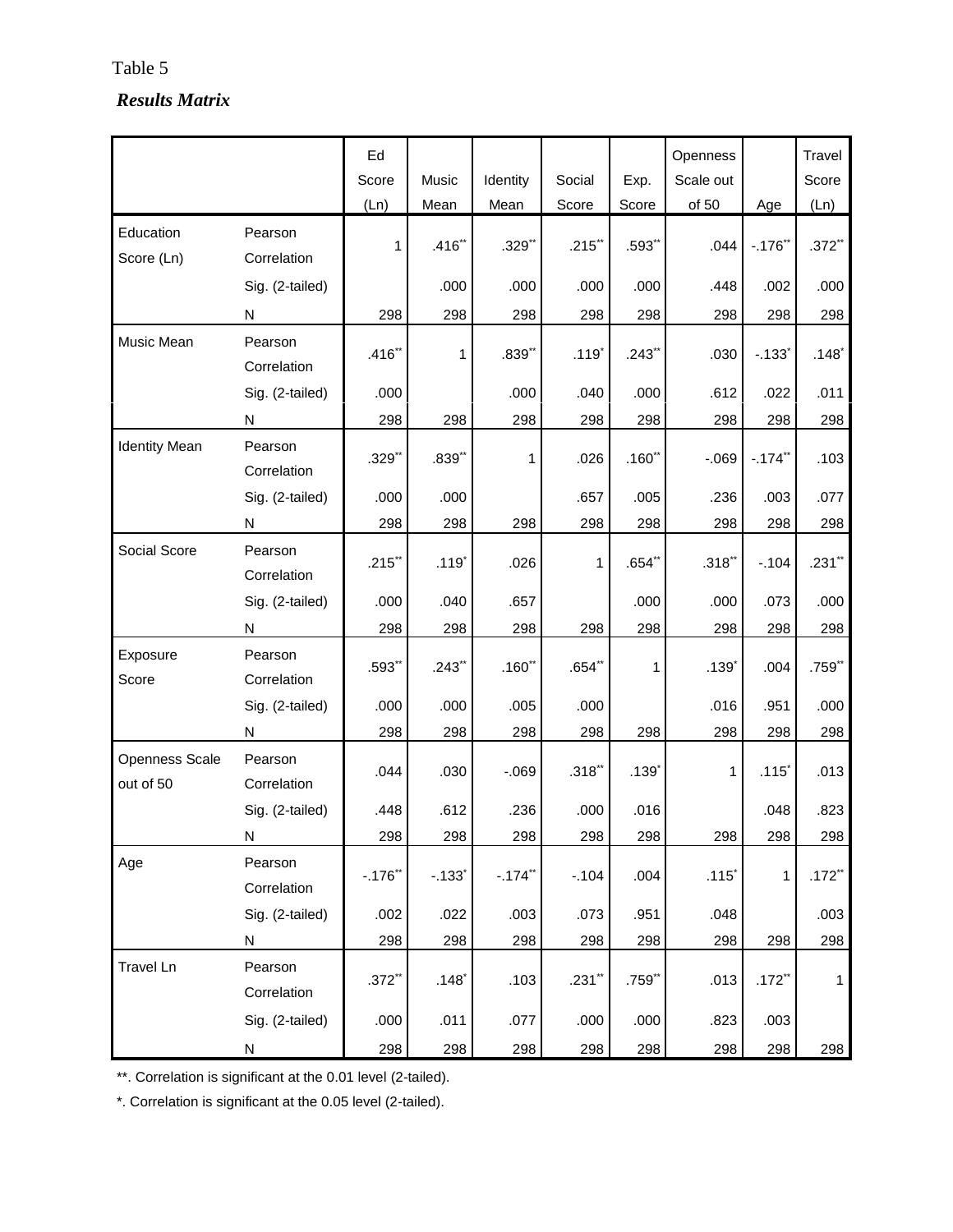Table 5

***Results Matrix***

| | | Ed Score (Ln) | Music Mean | Identity Mean | Social Score | Exp. Score | Openness Scale out of 50 | Age | Travel Score (Ln) |
|---|---|---|---|---|---|---|---|---|---|
| Education Score (Ln) | Pearson Correlation | 1 | .416** | .329** | .215** | .593** | .044 | -.176** | .372** |
| | Sig. (2-tailed) | | .000 | .000 | .000 | .000 | .448 | .002 | .000 |
| | N | 298 | 298 | 298 | 298 | 298 | 298 | 298 | 298 |
| Music Mean | Pearson Correlation | .416** | 1 | .839** | .119* | .243** | .030 | -.133* | .148* |
| | Sig. (2-tailed) | .000 | | .000 | .040 | .000 | .612 | .022 | .011 |
| | N | 298 | 298 | 298 | 298 | 298 | 298 | 298 | 298 |
| Identity Mean | Pearson Correlation | .329** | .839** | 1 | .026 | .160** | -.069 | -.174** | .103 |
| | Sig. (2-tailed) | .000 | .000 | | .657 | .005 | .236 | .003 | .077 |
| | N | 298 | 298 | 298 | 298 | 298 | 298 | 298 | 298 |
| Social Score | Pearson Correlation | .215** | .119* | .026 | 1 | .654** | .318** | -.104 | .231** |
| | Sig. (2-tailed) | .000 | .040 | .657 | | .000 | .000 | .073 | .000 |
| | N | 298 | 298 | 298 | 298 | 298 | 298 | 298 | 298 |
| Exposure Score | Pearson Correlation | .593** | .243** | .160** | .654** | 1 | .139* | .004 | .759** |
| | Sig. (2-tailed) | .000 | .000 | .005 | .000 | | .016 | .951 | .000 |
| | N | 298 | 298 | 298 | 298 | 298 | 298 | 298 | 298 |
| Openness Scale out of 50 | Pearson Correlation | .044 | .030 | -.069 | .318** | .139* | 1 | .115* | .013 |
| | Sig. (2-tailed) | .448 | .612 | .236 | .000 | .016 | | .048 | .823 |
| | N | 298 | 298 | 298 | 298 | 298 | 298 | 298 | 298 |
| Age | Pearson Correlation | -.176** | -.133* | -.174** | -.104 | .004 | .115* | 1 | .172** |
| | Sig. (2-tailed) | .002 | .022 | .003 | .073 | .951 | .048 | | .003 |
| | N | 298 | 298 | 298 | 298 | 298 | 298 | 298 | 298 |
| Travel Ln | Pearson Correlation | .372** | .148* | .103 | .231** | .759** | .013 | .172** | 1 |
| | Sig. (2-tailed) | .000 | .011 | .077 | .000 | .000 | .823 | .003 | |
| | N | 298 | 298 | 298 | 298 | 298 | 298 | 298 | 298 |

**. Correlation is significant at the 0.01 level (2-tailed).

*. Correlation is significant at the 0.05 level (2-tailed).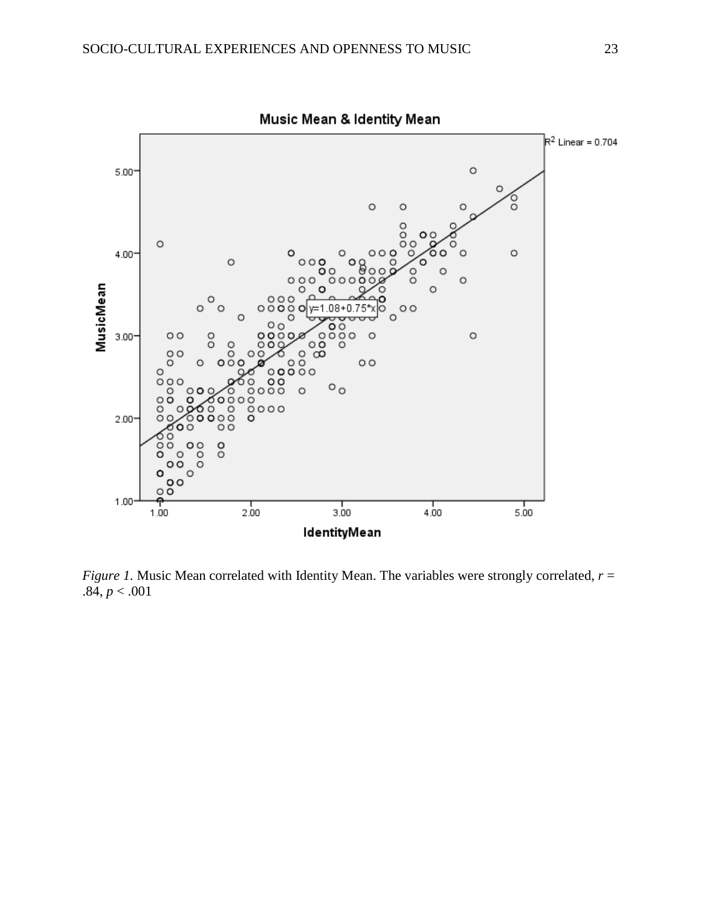*Figure 1*. Music Mean correlated with Identity Mean. The variables were strongly correlated, $r = .84$, $p < .001$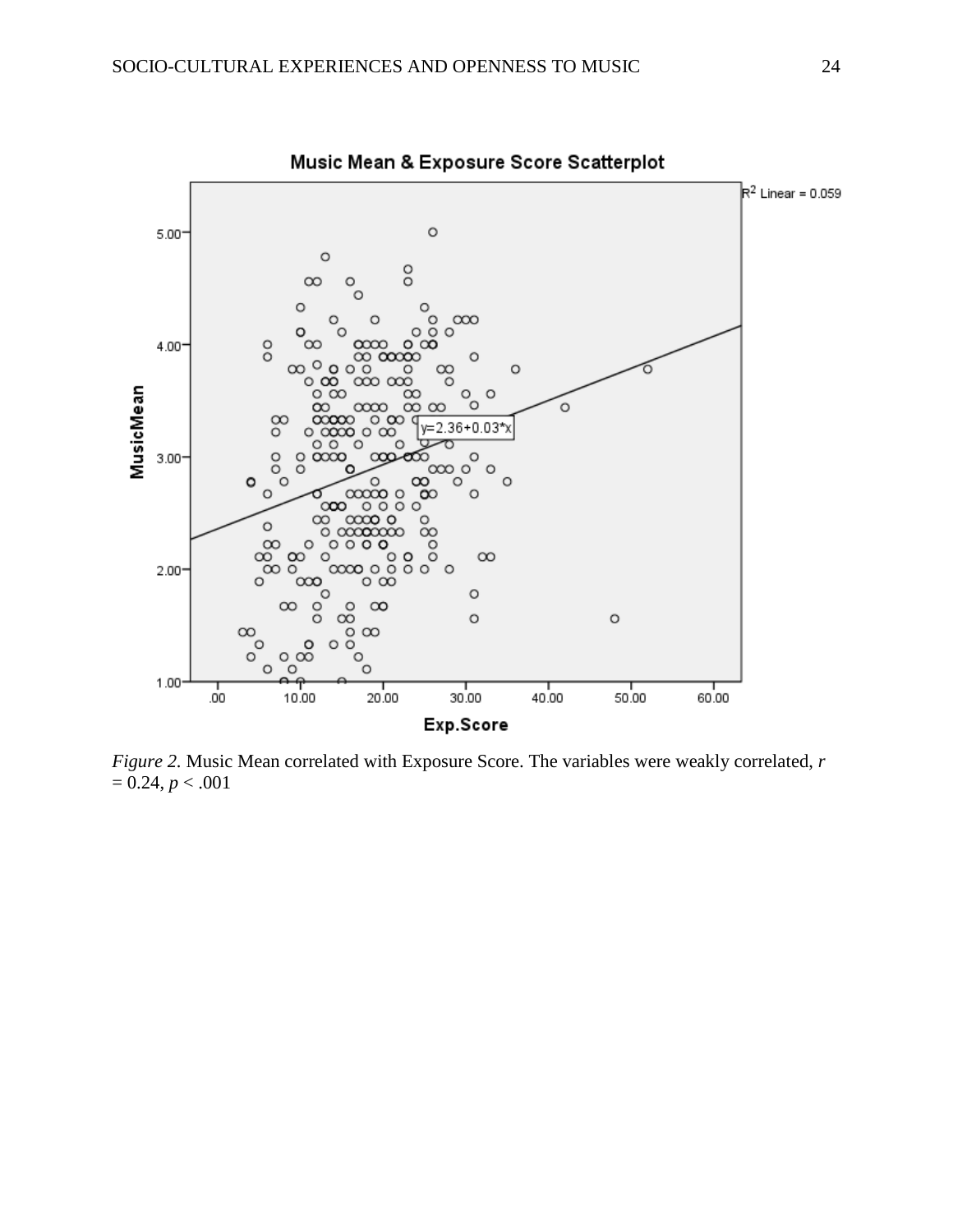*Figure 2.* Music Mean correlated with Exposure Score. The variables were weakly correlated, $r = 0.24$, $p < .001$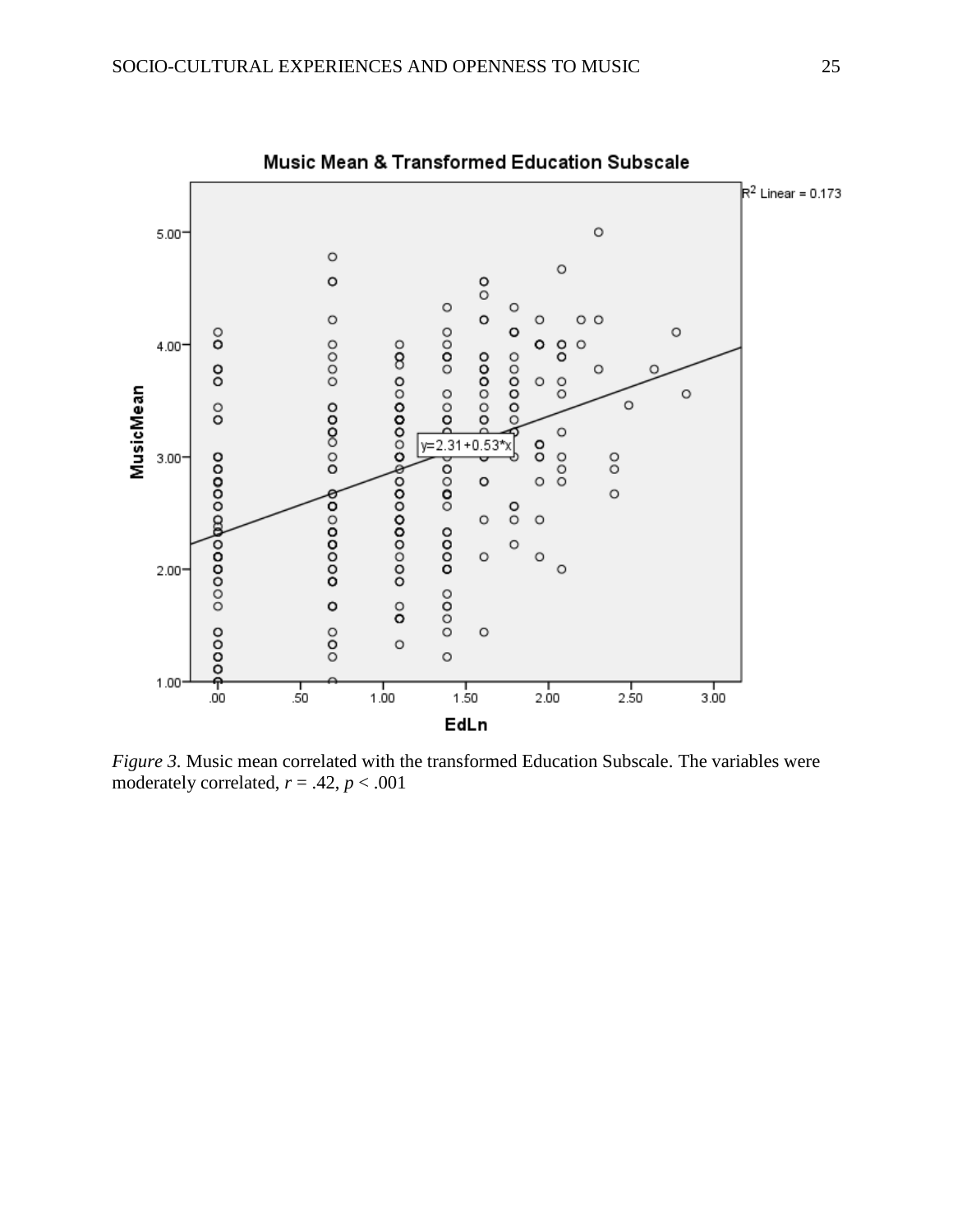*Figure 3.* Music mean correlated with the transformed Education Subscale. The variables were moderately correlated, $r = .42$, $p < .001$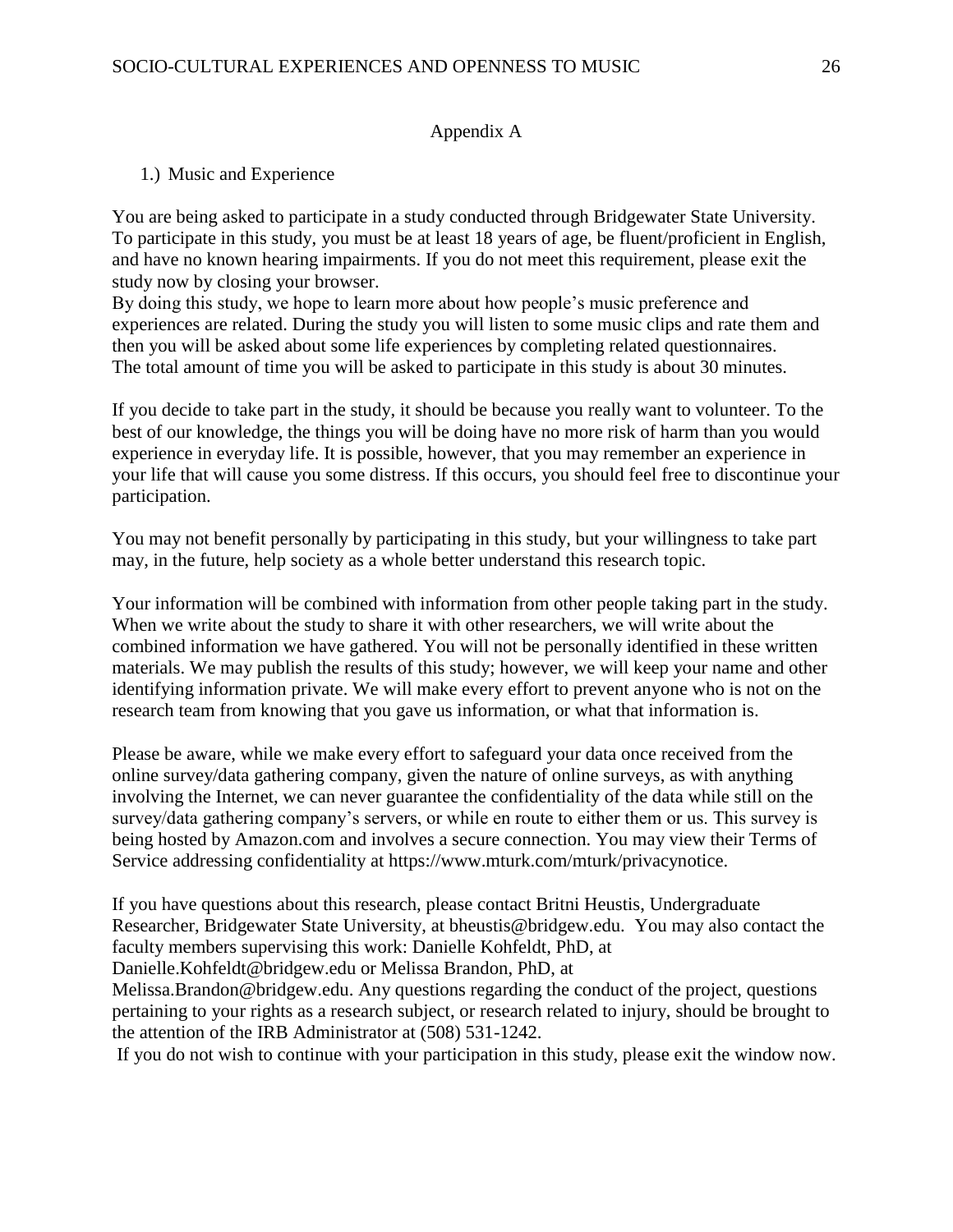# Appendix A

1.) Music and Experience

You are being asked to participate in a study conducted through Bridgewater State University. To participate in this study, you must be at least 18 years of age, be fluent/proficient in English, and have no known hearing impairments. If you do not meet this requirement, please exit the study now by closing your browser.
By doing this study, we hope to learn more about how people's music preference and experiences are related. During the study you will listen to some music clips and rate them and then you will be asked about some life experiences by completing related questionnaires.
The total amount of time you will be asked to participate in this study is about 30 minutes.

If you decide to take part in the study, it should be because you really want to volunteer. To the best of our knowledge, the things you will be doing have no more risk of harm than you would experience in everyday life. It is possible, however, that you may remember an experience in your life that will cause you some distress. If this occurs, you should feel free to discontinue your participation.

You may not benefit personally by participating in this study, but your willingness to take part may, in the future, help society as a whole better understand this research topic.

Your information will be combined with information from other people taking part in the study. When we write about the study to share it with other researchers, we will write about the combined information we have gathered. You will not be personally identified in these written materials. We may publish the results of this study; however, we will keep your name and other identifying information private. We will make every effort to prevent anyone who is not on the research team from knowing that you gave us information, or what that information is.

Please be aware, while we make every effort to safeguard your data once received from the online survey/data gathering company, given the nature of online surveys, as with anything involving the Internet, we can never guarantee the confidentiality of the data while still on the survey/data gathering company's servers, or while en route to either them or us. This survey is being hosted by Amazon.com and involves a secure connection. You may view their Terms of Service addressing confidentiality at https://www.mturk.com/mturk/privacynotice.

If you have questions about this research, please contact Britni Heustis, Undergraduate Researcher, Bridgewater State University, at bheustis@bridgew.edu. You may also contact the faculty members supervising this work: Danielle Kohfeldt, PhD, at Danielle.Kohfeldt@bridgew.edu or Melissa Brandon, PhD, at Melissa.Brandon@bridgew.edu. Any questions regarding the conduct of the project, questions pertaining to your rights as a research subject, or research related to injury, should be brought to the attention of the IRB Administrator at (508) 531-1242.
If you do not wish to continue with your participation in this study, please exit the window now.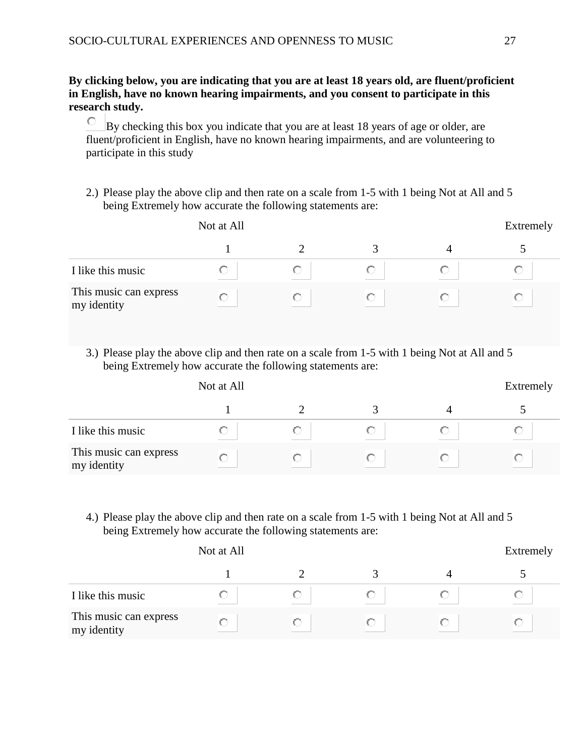**By clicking below, you are indicating that you are at least 18 years old, are fluent/proficient in English, have no known hearing impairments, and you consent to participate in this research study.**

○ By checking this box you indicate that you are at least 18 years of age or older, are fluent/proficient in English, have no known hearing impairments, and are volunteering to participate in this study

2.) Please play the above clip and then rate on a scale from 1-5 with 1 being Not at All and 5 being Extremely how accurate the following statements are:

| | Not at All 1 | 2 | 3 | 4 | Extremely 5 |
|---|---|---|---|---|---|
| I like this music | ○ | ○ | ○ | ○ | ○ |
| This music can express my identity | ○ | ○ | ○ | ○ | ○ |

3.) Please play the above clip and then rate on a scale from 1-5 with 1 being Not at All and 5 being Extremely how accurate the following statements are:

| | Not at All 1 | 2 | 3 | 4 | Extremely 5 |
|---|---|---|---|---|---|
| I like this music | ○ | ○ | ○ | ○ | ○ |
| This music can express my identity | ○ | ○ | ○ | ○ | ○ |

4.) Please play the above clip and then rate on a scale from 1-5 with 1 being Not at All and 5 being Extremely how accurate the following statements are:

| | Not at All 1 | 2 | 3 | 4 | Extremely 5 |
|---|---|---|---|---|---|
| I like this music | ○ | ○ | ○ | ○ | ○ |
| This music can express my identity | ○ | ○ | ○ | ○ | ○ |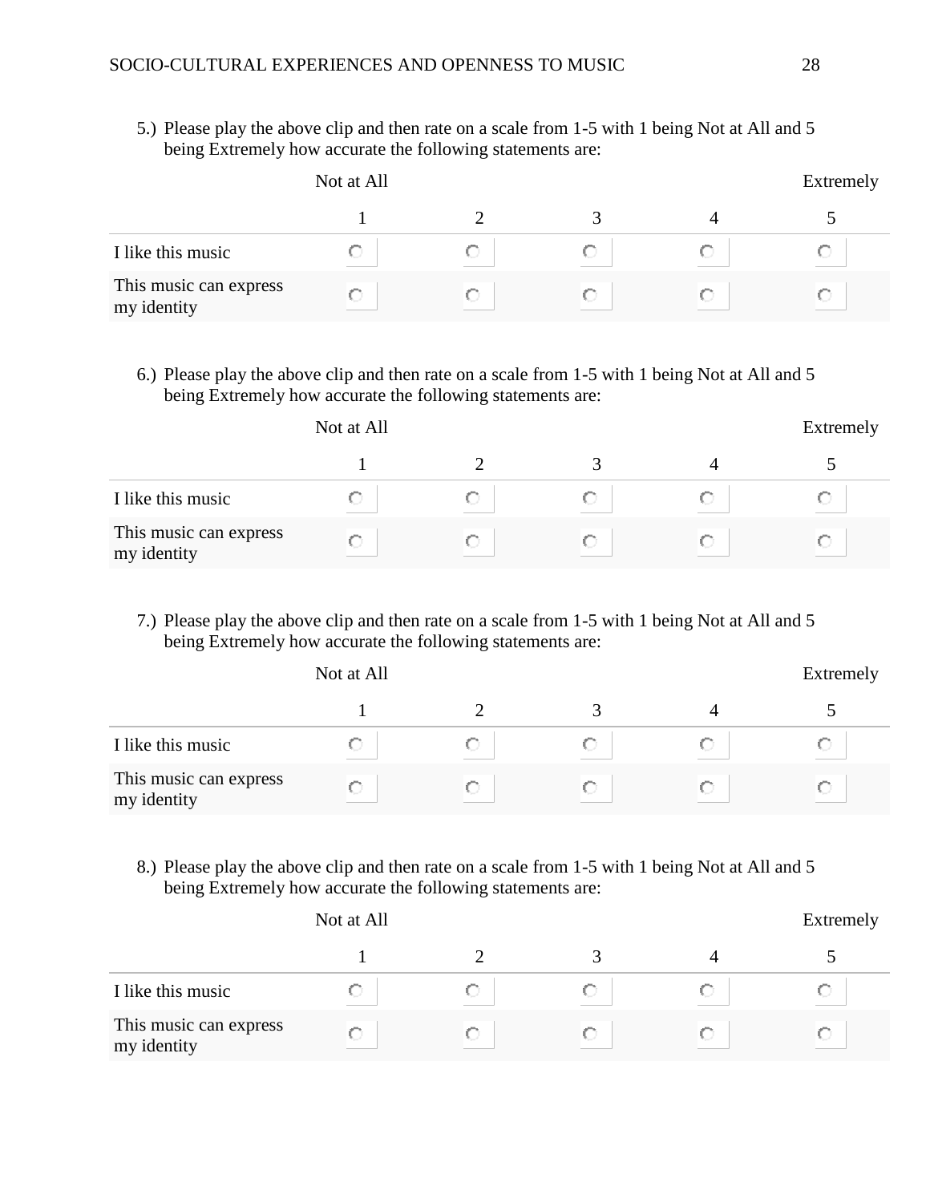5.) Please play the above clip and then rate on a scale from 1-5 with 1 being Not at All and 5 being Extremely how accurate the following statements are:

| | Not at All 1 | 2 | 3 | 4 | Extremely 5 |
|---|---|---|---|---|---|
| I like this music | ○ | ○ | ○ | ○ | ○ |
| This music can express my identity | ○ | ○ | ○ | ○ | ○ |

6.) Please play the above clip and then rate on a scale from 1-5 with 1 being Not at All and 5 being Extremely how accurate the following statements are:

| | Not at All 1 | 2 | 3 | 4 | Extremely 5 |
|---|---|---|---|---|---|
| I like this music | ○ | ○ | ○ | ○ | ○ |
| This music can express my identity | ○ | ○ | ○ | ○ | ○ |

7.) Please play the above clip and then rate on a scale from 1-5 with 1 being Not at All and 5 being Extremely how accurate the following statements are:

| | Not at All 1 | 2 | 3 | 4 | Extremely 5 |
|---|---|---|---|---|---|
| I like this music | ○ | ○ | ○ | ○ | ○ |
| This music can express my identity | ○ | ○ | ○ | ○ | ○ |

8.) Please play the above clip and then rate on a scale from 1-5 with 1 being Not at All and 5 being Extremely how accurate the following statements are:

| | Not at All 1 | 2 | 3 | 4 | Extremely 5 |
|---|---|---|---|---|---|
| I like this music | ○ | ○ | ○ | ○ | ○ |
| This music can express my identity | ○ | ○ | ○ | ○ | ○ |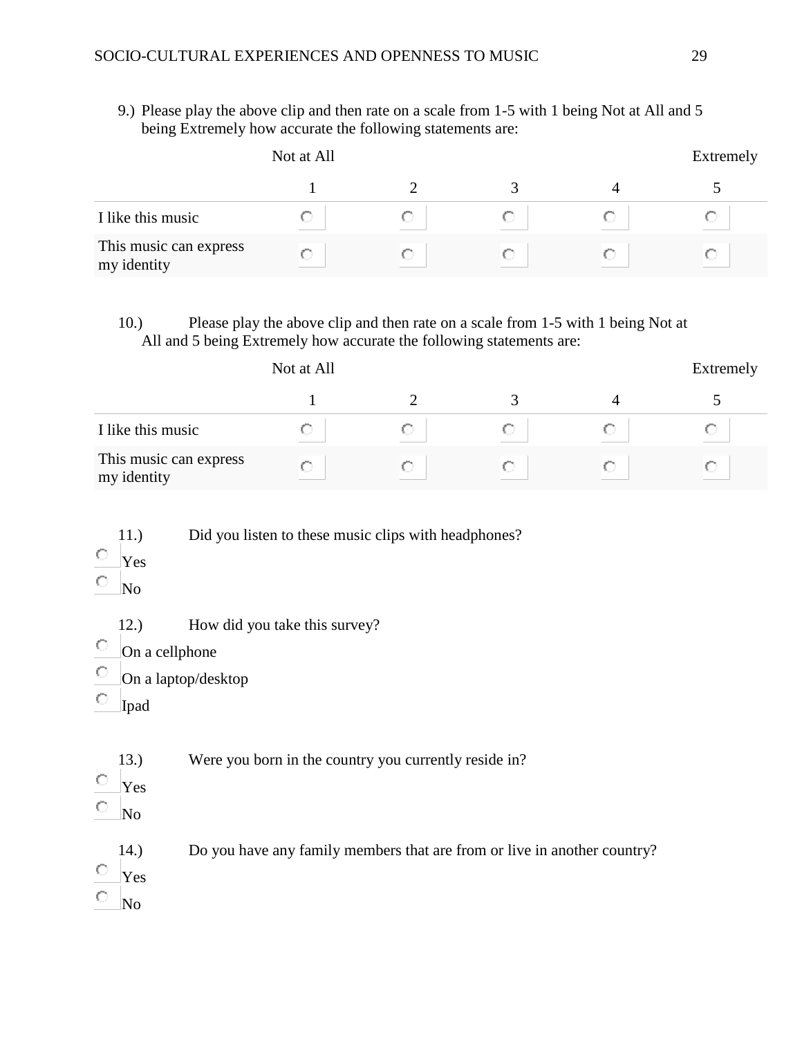9.) Please play the above clip and then rate on a scale from 1-5 with 1 being Not at All and 5 being Extremely how accurate the following statements are:

| | Not at All 1 | 2 | 3 | 4 | Extremely 5 |
|---|---|---|---|---|---|
| I like this music | ○ | ○ | ○ | ○ | ○ |
| This music can express my identity | ○ | ○ | ○ | ○ | ○ |

10.) Please play the above clip and then rate on a scale from 1-5 with 1 being Not at All and 5 being Extremely how accurate the following statements are:

| | Not at All 1 | 2 | 3 | 4 | Extremely 5 |
|---|---|---|---|---|---|
| I like this music | ○ | ○ | ○ | ○ | ○ |
| This music can express my identity | ○ | ○ | ○ | ○ | ○ |

11.) Did you listen to these music clips with headphones?

- ○ Yes
- ○ No

12.) How did you take this survey?

- ○ On a cellphone
- ○ On a laptop/desktop
- ○ Ipad

13.) Were you born in the country you currently reside in?

- ○ Yes
- ○ No

14.) Do you have any family members that are from or live in another country?

- ○ Yes
- ○ No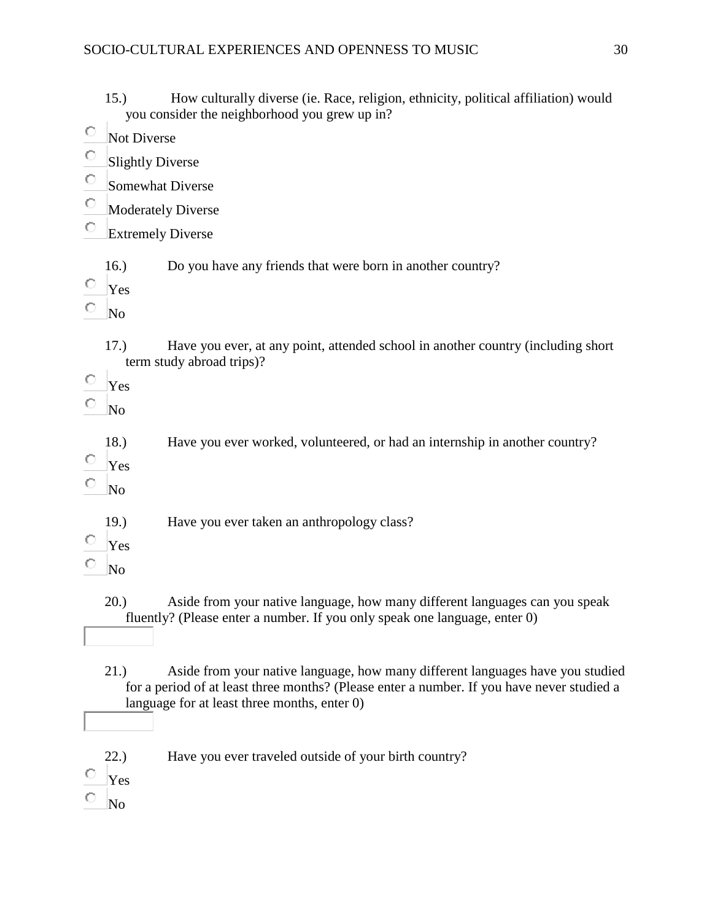15.) How culturally diverse (ie. Race, religion, ethnicity, political affiliation) would you consider the neighborhood you grew up in?

- Not Diverse
- Slightly Diverse
- Somewhat Diverse
- Moderately Diverse
- Extremely Diverse

16.) Do you have any friends that were born in another country?

- Yes
- No

17.) Have you ever, at any point, attended school in another country (including short term study abroad trips)?

- Yes
- No

18.) Have you ever worked, volunteered, or had an internship in another country?

- Yes
- No

19.) Have you ever taken an anthropology class?

- Yes
- No

20.) Aside from your native language, how many different languages can you speak fluently? (Please enter a number. If you only speak one language, enter 0)

21.) Aside from your native language, how many different languages have you studied for a period of at least three months? (Please enter a number. If you have never studied a language for at least three months, enter 0)

22.) Have you ever traveled outside of your birth country?

- Yes
- No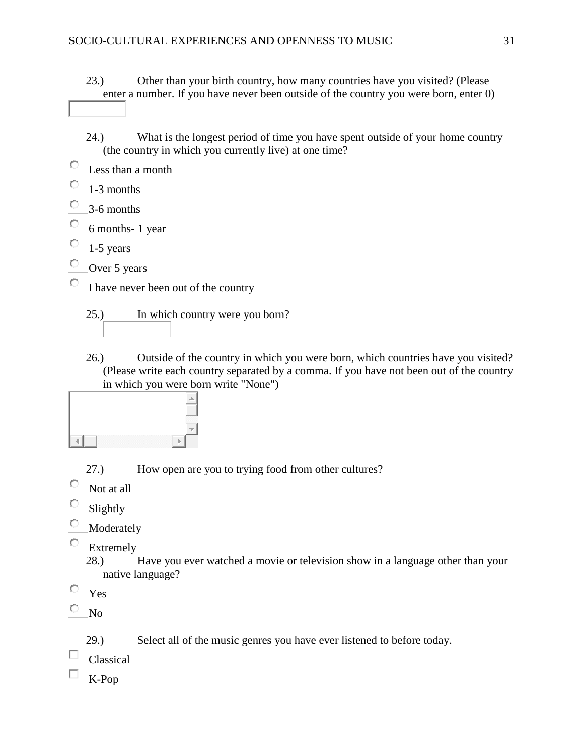23.) Other than your birth country, how many countries have you visited? (Please enter a number. If you have never been outside of the country you were born, enter 0)

24.) What is the longest period of time you have spent outside of your home country (the country in which you currently live) at one time?

- Less than a month
- 1-3 months
- 3-6 months
- 6 months- 1 year
- 1-5 years
- Over 5 years
- I have never been out of the country

25.) In which country were you born?

26.) Outside of the country in which you were born, which countries have you visited? (Please write each country separated by a comma. If you have not been out of the country in which you were born write "None")

27.) How open are you to trying food from other cultures?

- Not at all
- Slightly
- Moderately
- Extremely

28.) Have you ever watched a movie or television show in a language other than your native language?

- Yes
- No

29.) Select all of the music genres you have ever listened to before today.

- Classical
- K-Pop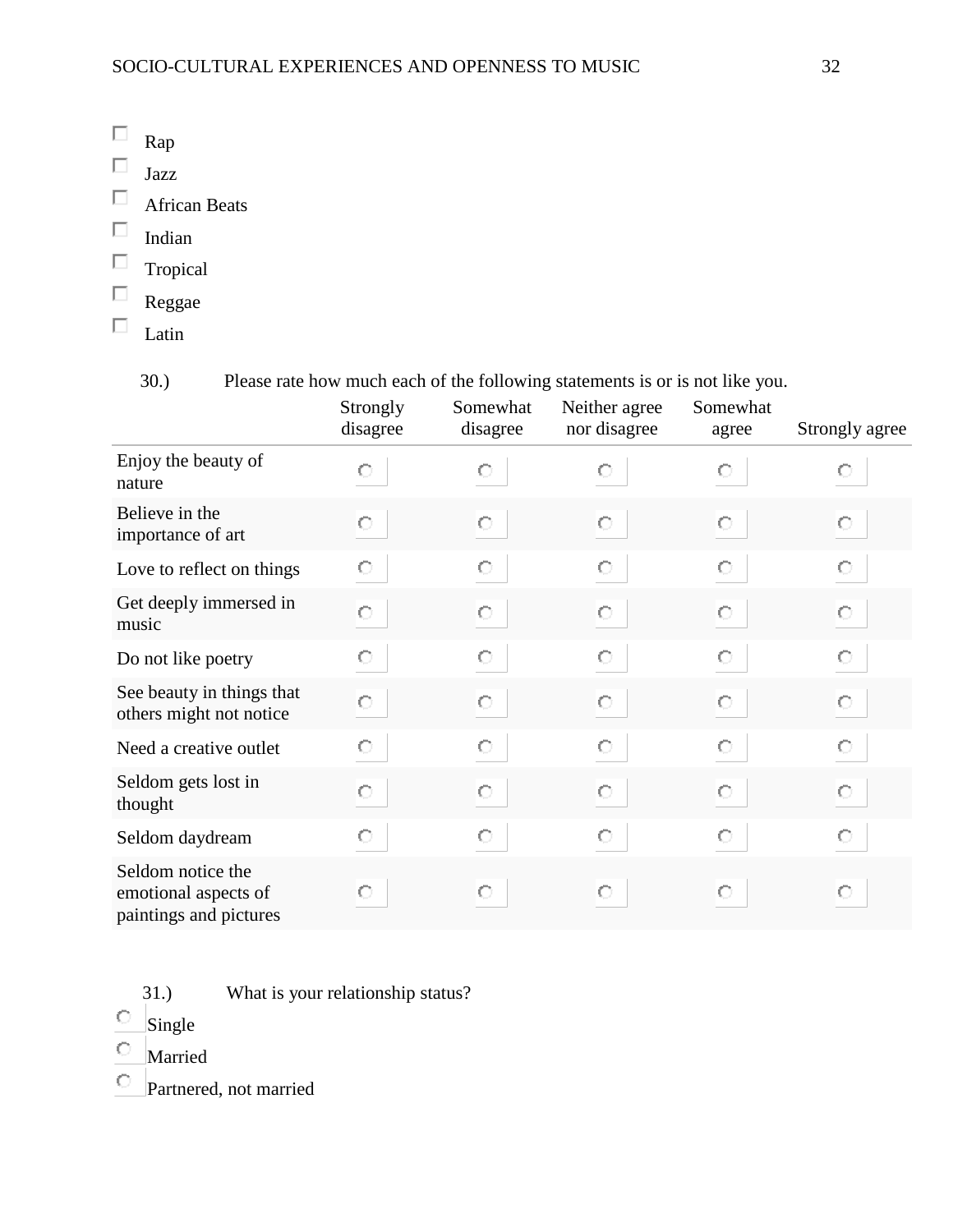- ☐ Rap
- ☐ Jazz
- ☐ African Beats
- ☐ Indian
- ☐ Tropical
- ☐ Reggae
- ☐ Latin

30.) Please rate how much each of the following statements is or is not like you.

| | Strongly disagree | Somewhat disagree | Neither agree nor disagree | Somewhat agree | Strongly agree |
|---|---|---|---|---|---|
| Enjoy the beauty of nature | ○ | ○ | ○ | ○ | ○ |
| Believe in the importance of art | ○ | ○ | ○ | ○ | ○ |
| Love to reflect on things | ○ | ○ | ○ | ○ | ○ |
| Get deeply immersed in music | ○ | ○ | ○ | ○ | ○ |
| Do not like poetry | ○ | ○ | ○ | ○ | ○ |
| See beauty in things that others might not notice | ○ | ○ | ○ | ○ | ○ |
| Need a creative outlet | ○ | ○ | ○ | ○ | ○ |
| Seldom gets lost in thought | ○ | ○ | ○ | ○ | ○ |
| Seldom daydream | ○ | ○ | ○ | ○ | ○ |
| Seldom notice the emotional aspects of paintings and pictures | ○ | ○ | ○ | ○ | ○ |

31.) What is your relationship status?

- ○ Single
- ○ Married
- ○ Partnered, not married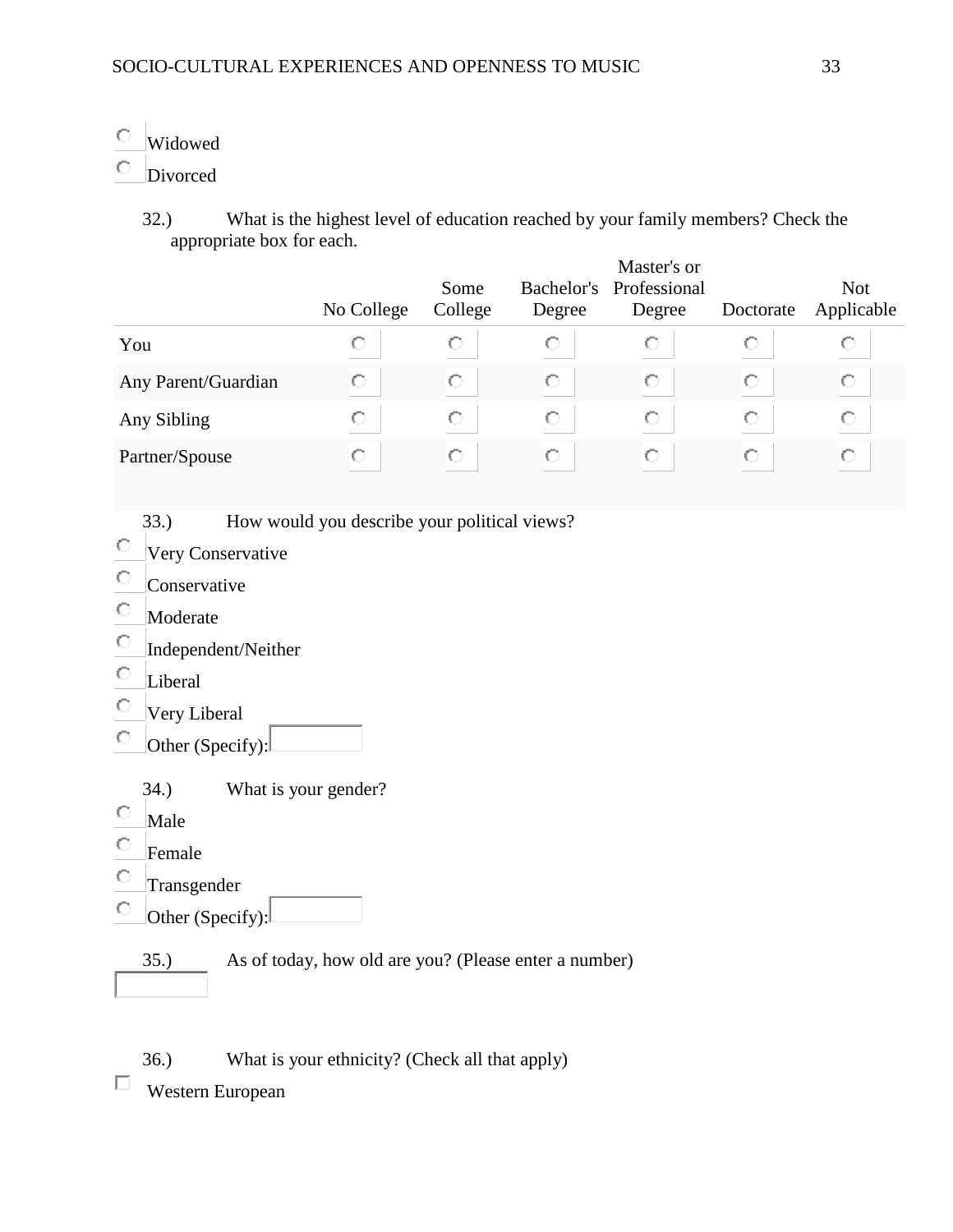○ Widowed

○ Divorced

32.) What is the highest level of education reached by your family members? Check the appropriate box for each.

| | No College | Some College | Bachelor's Degree | Master's or Professional Degree | Doctorate | Not Applicable |
|---|---|---|---|---|---|---|
| You | ○ | ○ | ○ | ○ | ○ | ○ |
| Any Parent/Guardian | ○ | ○ | ○ | ○ | ○ | ○ |
| Any Sibling | ○ | ○ | ○ | ○ | ○ | ○ |
| Partner/Spouse | ○ | ○ | ○ | ○ | ○ | ○ |

33.) How would you describe your political views?

○ Very Conservative

○ Conservative

○ Moderate

○ Independent/Neither

○ Liberal

○ Very Liberal

○ Other (Specify): ______

34.) What is your gender?

○ Male

○ Female

○ Transgender

○ Other (Specify): ______

35.) As of today, how old are you? (Please enter a number)

______

36.) What is your ethnicity? (Check all that apply)

☐ Western European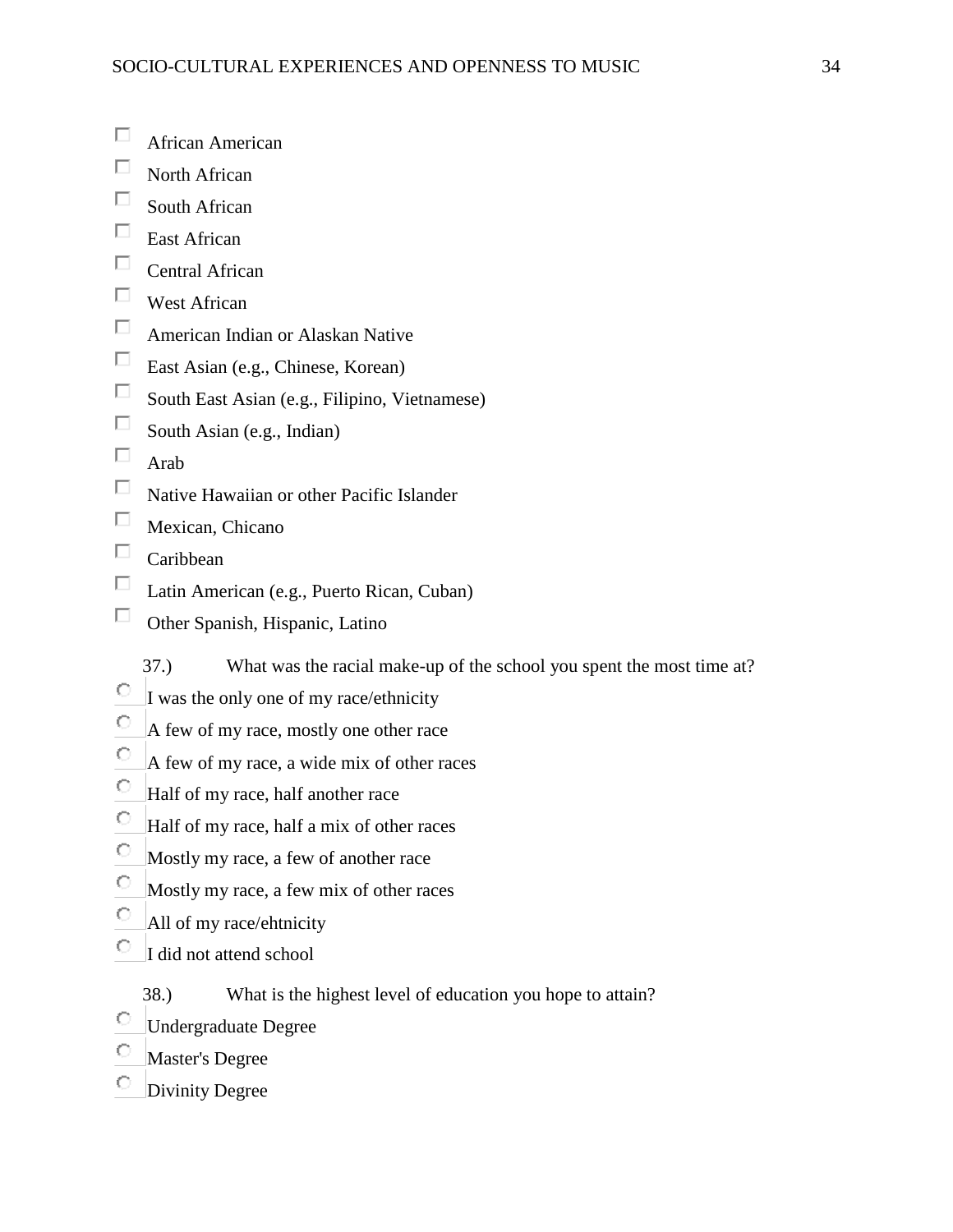- [ ] African American
- [ ] North African
- [ ] South African
- [ ] East African
- [ ] Central African
- [ ] West African
- [ ] American Indian or Alaskan Native
- [ ] East Asian (e.g., Chinese, Korean)
- [ ] South East Asian (e.g., Filipino, Vietnamese)
- [ ] South Asian (e.g., Indian)
- [ ] Arab
- [ ] Native Hawaiian or other Pacific Islander
- [ ] Mexican, Chicano
- [ ] Caribbean
- [ ] Latin American (e.g., Puerto Rican, Cuban)
- [ ] Other Spanish, Hispanic, Latino

37.) What was the racial make-up of the school you spent the most time at?

- ○ I was the only one of my race/ethnicity
- ○ A few of my race, mostly one other race
- ○ A few of my race, a wide mix of other races
- ○ Half of my race, half another race
- ○ Half of my race, half a mix of other races
- ○ Mostly my race, a few of another race
- ○ Mostly my race, a few mix of other races
- ○ All of my race/ehtnicity
- ○ I did not attend school

38.) What is the highest level of education you hope to attain?

- ○ Undergraduate Degree
- ○ Master's Degree
- ○ Divinity Degree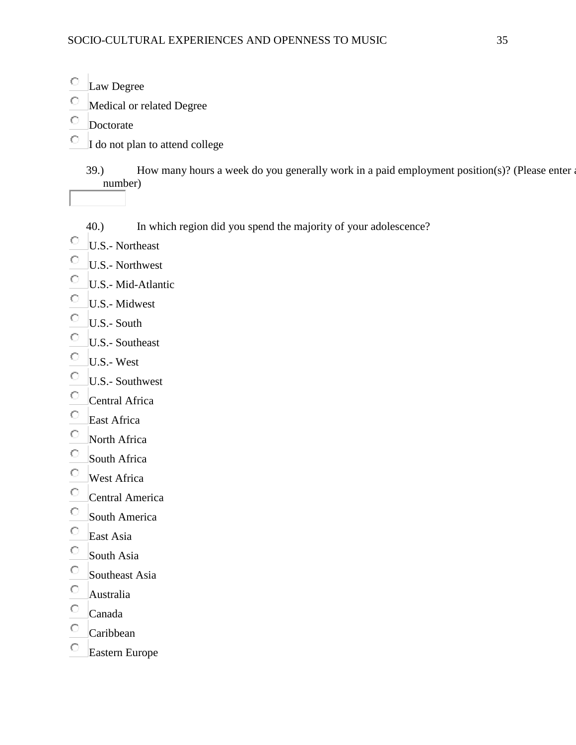- ○ Law Degree
- ○ Medical or related Degree
- ○ Doctorate
- ○ I do not plan to attend college

39.) How many hours a week do you generally work in a paid employment position(s)? (Please enter a number)

[ ]

40.) In which region did you spend the majority of your adolescence?

- ○ U.S.- Northeast
- ○ U.S.- Northwest
- ○ U.S.- Mid-Atlantic
- ○ U.S.- Midwest
- ○ U.S.- South
- ○ U.S.- Southeast
- ○ U.S.- West
- ○ U.S.- Southwest
- ○ Central Africa
- ○ East Africa
- ○ North Africa
- ○ South Africa
- ○ West Africa
- ○ Central America
- ○ South America
- ○ East Asia
- ○ South Asia
- ○ Southeast Asia
- ○ Australia
- ○ Canada
- ○ Caribbean
- ○ Eastern Europe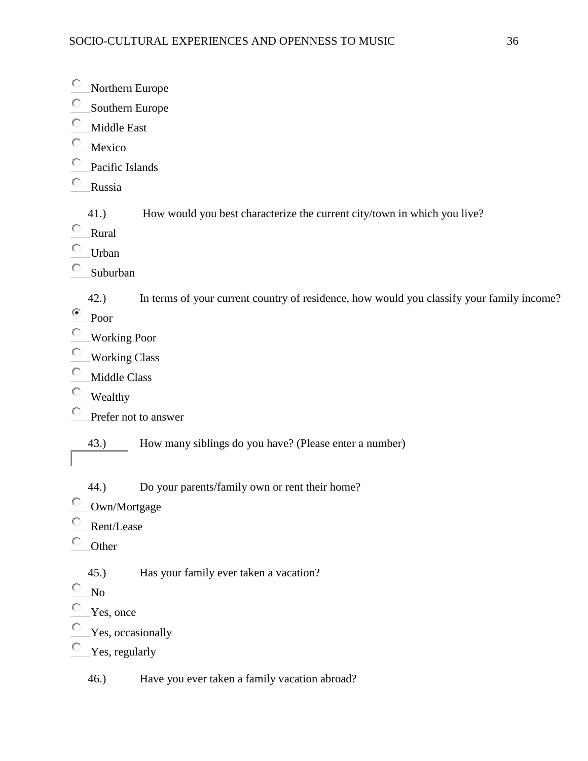- Northern Europe
- Southern Europe
- Middle East
- Mexico
- Pacific Islands
- Russia

41.) How would you best characterize the current city/town in which you live?

- Rural
- Urban
- Suburban

42.) In terms of your current country of residence, how would you classify your family income?

- Poor
- Working Poor
- Working Class
- Middle Class
- Wealthy
- Prefer not to answer

43.) How many siblings do you have? (Please enter a number)

44.) Do your parents/family own or rent their home?

- Own/Mortgage
- Rent/Lease
- Other

45.) Has your family ever taken a vacation?

- No
- Yes, once
- Yes, occasionally
- Yes, regularly

46.) Have you ever taken a family vacation abroad?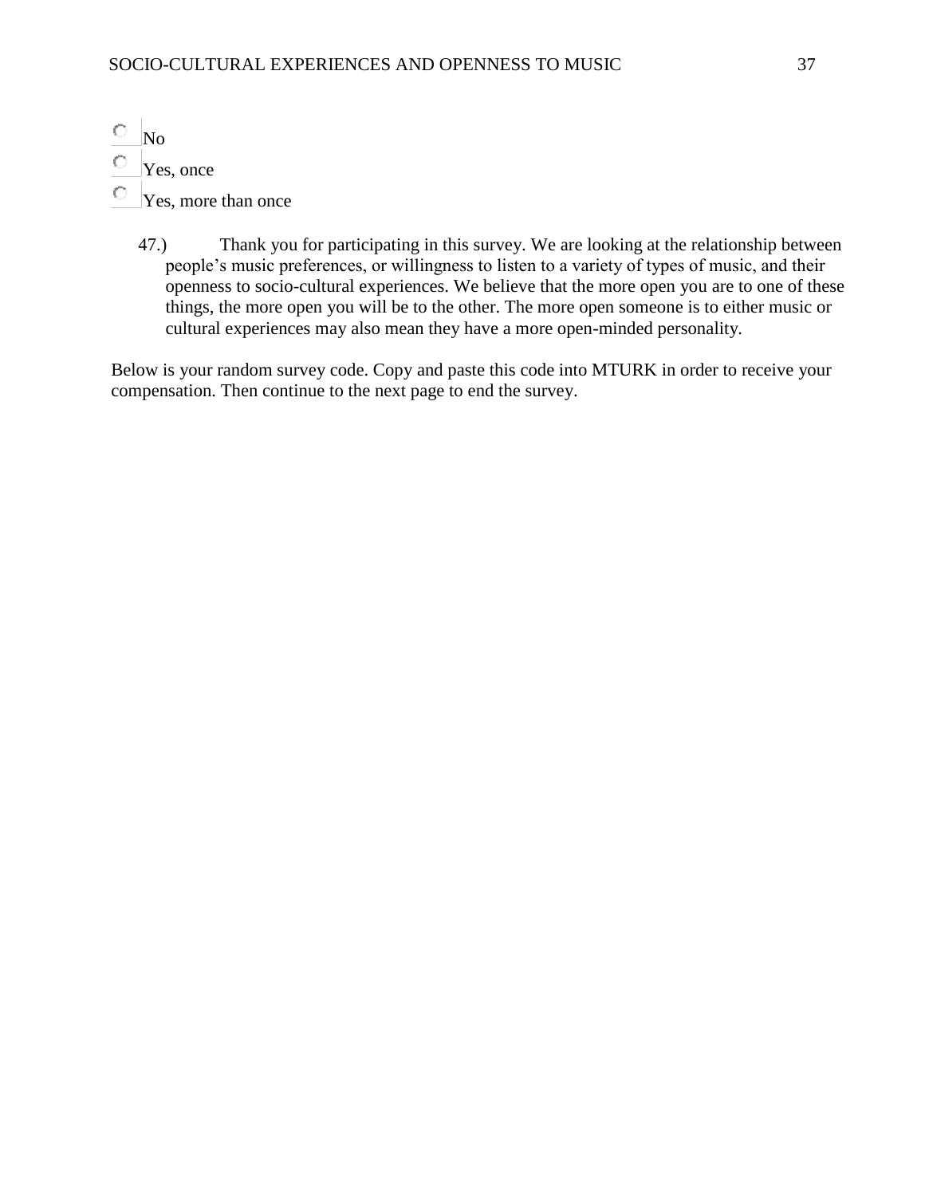- No
- Yes, once
- Yes, more than once

47.) Thank you for participating in this survey. We are looking at the relationship between people's music preferences, or willingness to listen to a variety of types of music, and their openness to socio-cultural experiences. We believe that the more open you are to one of these things, the more open you will be to the other. The more open someone is to either music or cultural experiences may also mean they have a more open-minded personality.

Below is your random survey code. Copy and paste this code into MTURK in order to receive your compensation. Then continue to the next page to end the survey.